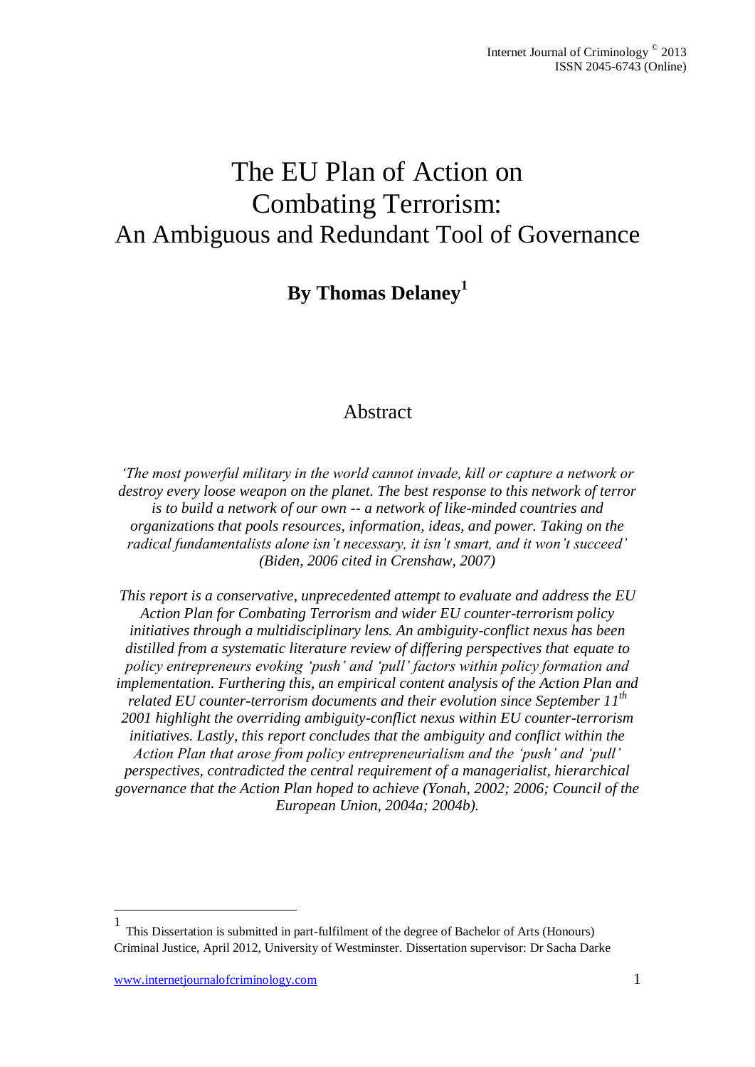# The EU Plan of Action on Combating Terrorism: An Ambiguous and Redundant Tool of Governance

## By Thomas Delaney[1]

## Abstract

*'The most powerful military in the world cannot invade, kill or capture a network or destroy every loose weapon on the planet. The best response to this network of terror is to build a network of our own -- a network of like-minded countries and organizations that pools resources, information, ideas, and power. Taking on the radical fundamentalists alone isn't necessary, it isn't smart, and it won't succeed' (Biden, 2006 cited in Crenshaw, 2007)*

*This report is a conservative, unprecedented attempt to evaluate and address the EU Action Plan for Combating Terrorism and wider EU counter-terrorism policy initiatives through a multidisciplinary lens. An ambiguity-conflict nexus has been distilled from a systematic literature review of differing perspectives that equate to policy entrepreneurs evoking 'push' and 'pull' factors within policy formation and implementation. Furthering this, an empirical content analysis of the Action Plan and related EU counter-terrorism documents and their evolution since September 11th 2001 highlight the overriding ambiguity-conflict nexus within EU counter-terrorism initiatives. Lastly, this report concludes that the ambiguity and conflict within the Action Plan that arose from policy entrepreneurialism and the 'push' and 'pull' perspectives, contradicted the central requirement of a managerialist, hierarchical governance that the Action Plan hoped to achieve (Yonah, 2002; 2006; Council of the European Union, 2004a; 2004b).*

[1] This Dissertation is submitted in part-fulfilment of the degree of Bachelor of Arts (Honours) Criminal Justice, April 2012, University of Westminster. Dissertation supervisor: Dr Sacha Darke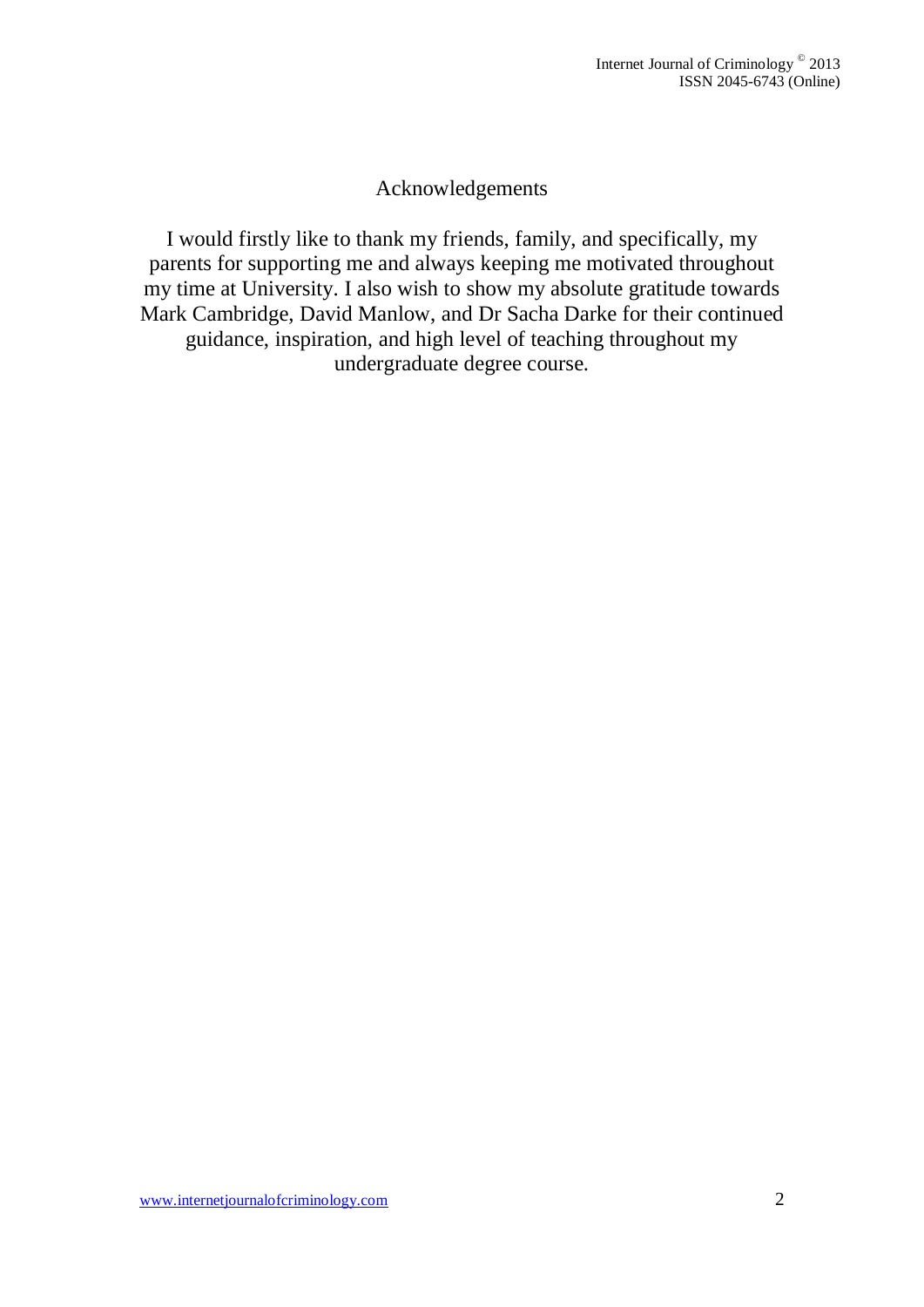## Acknowledgements

I would firstly like to thank my friends, family, and specifically, my parents for supporting me and always keeping me motivated throughout my time at University. I also wish to show my absolute gratitude towards Mark Cambridge, David Manlow, and Dr Sacha Darke for their continued guidance, inspiration, and high level of teaching throughout my undergraduate degree course.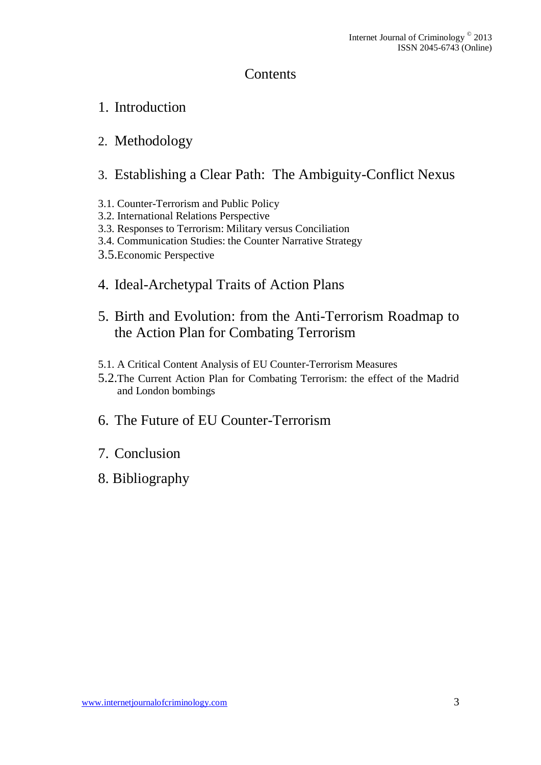# Contents

1. Introduction

2. Methodology

3. Establishing a Clear Path: The Ambiguity-Conflict Nexus

3.1. Counter-Terrorism and Public Policy
3.2. International Relations Perspective
3.3. Responses to Terrorism: Military versus Conciliation
3.4. Communication Studies: the Counter Narrative Strategy
3.5.Economic Perspective

4. Ideal-Archetypal Traits of Action Plans

5. Birth and Evolution: from the Anti-Terrorism Roadmap to the Action Plan for Combating Terrorism

5.1. A Critical Content Analysis of EU Counter-Terrorism Measures
5.2.The Current Action Plan for Combating Terrorism: the effect of the Madrid and London bombings

6. The Future of EU Counter-Terrorism

7. Conclusion

8. Bibliography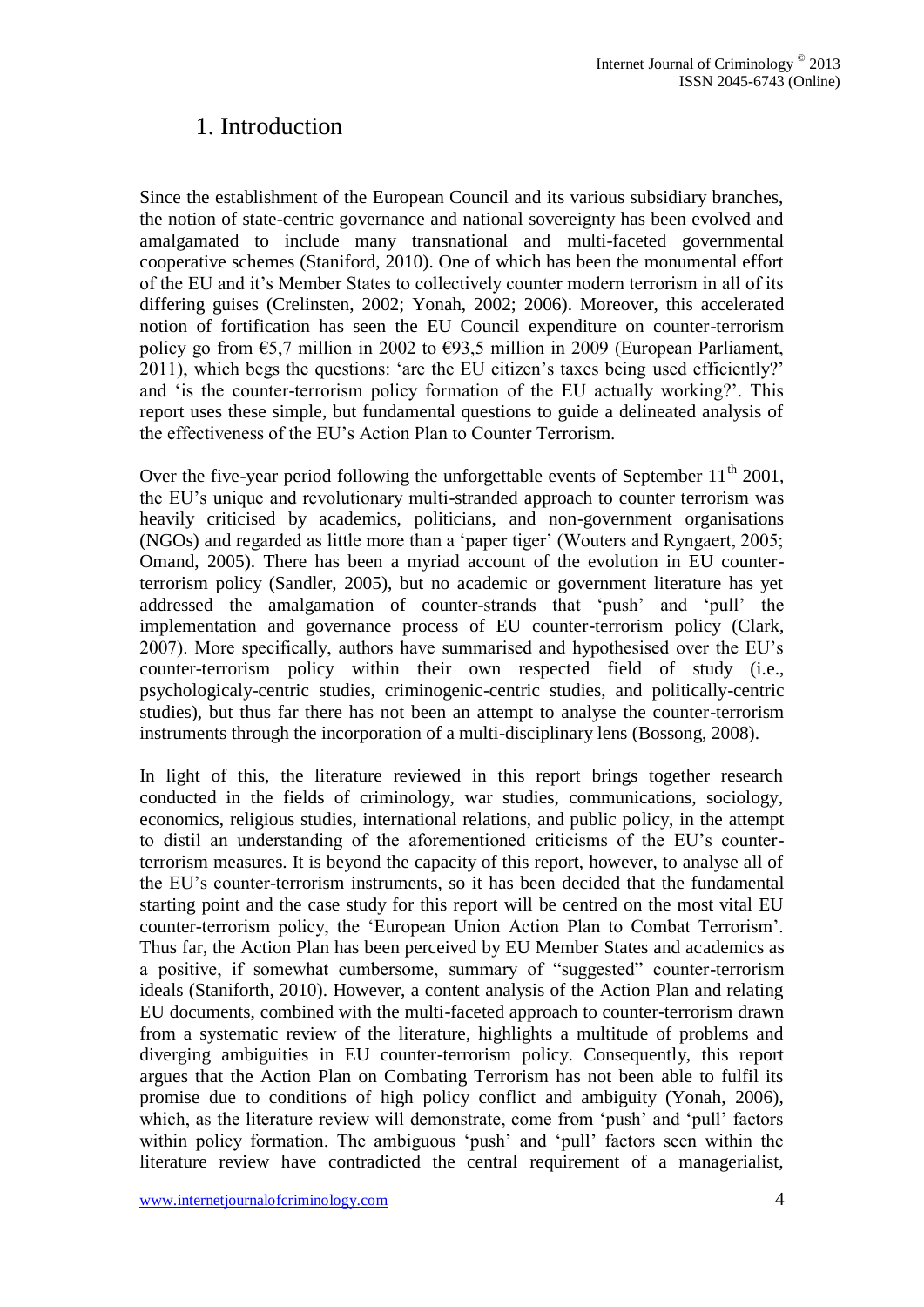# 1. Introduction

Since the establishment of the European Council and its various subsidiary branches, the notion of state-centric governance and national sovereignty has been evolved and amalgamated to include many transnational and multi-faceted governmental cooperative schemes (Staniford, 2010). One of which has been the monumental effort of the EU and it's Member States to collectively counter modern terrorism in all of its differing guises (Crelinsten, 2002; Yonah, 2002; 2006). Moreover, this accelerated notion of fortification has seen the EU Council expenditure on counter-terrorism policy go from €5,7 million in 2002 to €93,5 million in 2009 (European Parliament, 2011), which begs the questions: 'are the EU citizen's taxes being used efficiently?' and 'is the counter-terrorism policy formation of the EU actually working?'. This report uses these simple, but fundamental questions to guide a delineated analysis of the effectiveness of the EU's Action Plan to Counter Terrorism.

Over the five-year period following the unforgettable events of September 11th 2001, the EU's unique and revolutionary multi-stranded approach to counter terrorism was heavily criticised by academics, politicians, and non-government organisations (NGOs) and regarded as little more than a 'paper tiger' (Wouters and Ryngaert, 2005; Omand, 2005). There has been a myriad account of the evolution in EU counter-terrorism policy (Sandler, 2005), but no academic or government literature has yet addressed the amalgamation of counter-strands that 'push' and 'pull' the implementation and governance process of EU counter-terrorism policy (Clark, 2007). More specifically, authors have summarised and hypothesised over the EU's counter-terrorism policy within their own respected field of study (i.e., psychologicaly-centric studies, criminogenic-centric studies, and politically-centric studies), but thus far there has not been an attempt to analyse the counter-terrorism instruments through the incorporation of a multi-disciplinary lens (Bossong, 2008).

In light of this, the literature reviewed in this report brings together research conducted in the fields of criminology, war studies, communications, sociology, economics, religious studies, international relations, and public policy, in the attempt to distil an understanding of the aforementioned criticisms of the EU's counter-terrorism measures. It is beyond the capacity of this report, however, to analyse all of the EU's counter-terrorism instruments, so it has been decided that the fundamental starting point and the case study for this report will be centred on the most vital EU counter-terrorism policy, the 'European Union Action Plan to Combat Terrorism'. Thus far, the Action Plan has been perceived by EU Member States and academics as a positive, if somewhat cumbersome, summary of "suggested" counter-terrorism ideals (Staniforth, 2010). However, a content analysis of the Action Plan and relating EU documents, combined with the multi-faceted approach to counter-terrorism drawn from a systematic review of the literature, highlights a multitude of problems and diverging ambiguities in EU counter-terrorism policy. Consequently, this report argues that the Action Plan on Combating Terrorism has not been able to fulfil its promise due to conditions of high policy conflict and ambiguity (Yonah, 2006), which, as the literature review will demonstrate, come from 'push' and 'pull' factors within policy formation. The ambiguous 'push' and 'pull' factors seen within the literature review have contradicted the central requirement of a managerialist,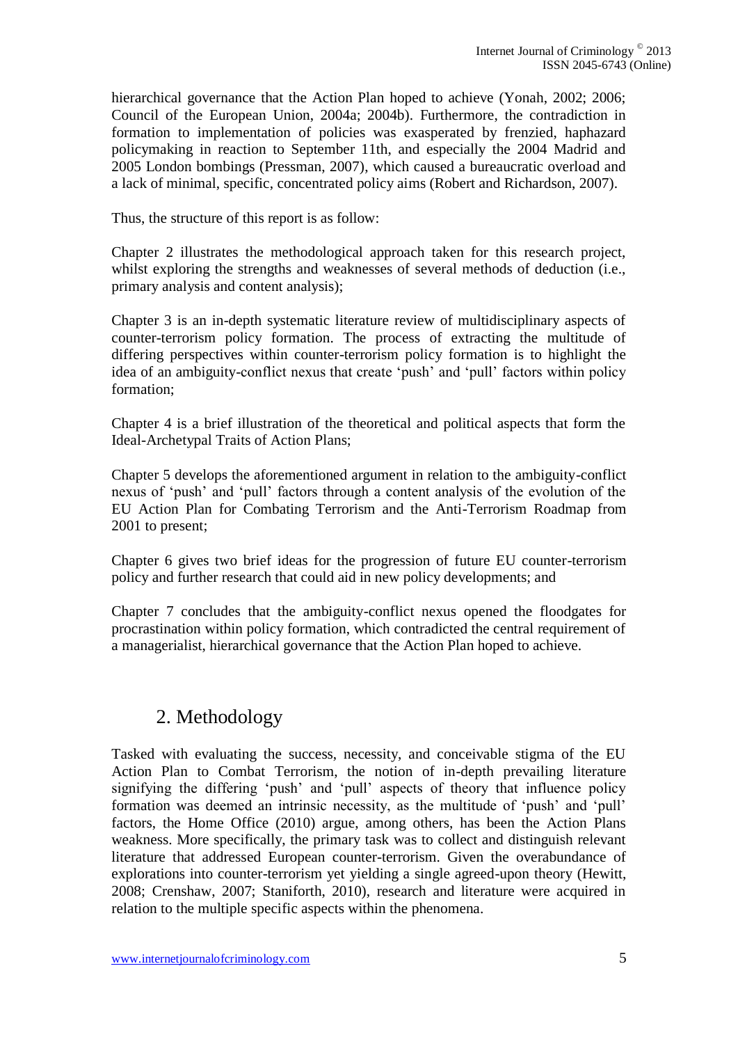hierarchical governance that the Action Plan hoped to achieve (Yonah, 2002; 2006; Council of the European Union, 2004a; 2004b). Furthermore, the contradiction in formation to implementation of policies was exasperated by frenzied, haphazard policymaking in reaction to September 11th, and especially the 2004 Madrid and 2005 London bombings (Pressman, 2007), which caused a bureaucratic overload and a lack of minimal, specific, concentrated policy aims (Robert and Richardson, 2007).

Thus, the structure of this report is as follow:

Chapter 2 illustrates the methodological approach taken for this research project, whilst exploring the strengths and weaknesses of several methods of deduction (i.e., primary analysis and content analysis);

Chapter 3 is an in-depth systematic literature review of multidisciplinary aspects of counter-terrorism policy formation. The process of extracting the multitude of differing perspectives within counter-terrorism policy formation is to highlight the idea of an ambiguity-conflict nexus that create 'push' and 'pull' factors within policy formation;

Chapter 4 is a brief illustration of the theoretical and political aspects that form the Ideal-Archetypal Traits of Action Plans;

Chapter 5 develops the aforementioned argument in relation to the ambiguity-conflict nexus of 'push' and 'pull' factors through a content analysis of the evolution of the EU Action Plan for Combating Terrorism and the Anti-Terrorism Roadmap from 2001 to present;

Chapter 6 gives two brief ideas for the progression of future EU counter-terrorism policy and further research that could aid in new policy developments; and

Chapter 7 concludes that the ambiguity-conflict nexus opened the floodgates for procrastination within policy formation, which contradicted the central requirement of a managerialist, hierarchical governance that the Action Plan hoped to achieve.

## 2. Methodology

Tasked with evaluating the success, necessity, and conceivable stigma of the EU Action Plan to Combat Terrorism, the notion of in-depth prevailing literature signifying the differing 'push' and 'pull' aspects of theory that influence policy formation was deemed an intrinsic necessity, as the multitude of 'push' and 'pull' factors, the Home Office (2010) argue, among others, has been the Action Plans weakness. More specifically, the primary task was to collect and distinguish relevant literature that addressed European counter-terrorism. Given the overabundance of explorations into counter-terrorism yet yielding a single agreed-upon theory (Hewitt, 2008; Crenshaw, 2007; Staniforth, 2010), research and literature were acquired in relation to the multiple specific aspects within the phenomena.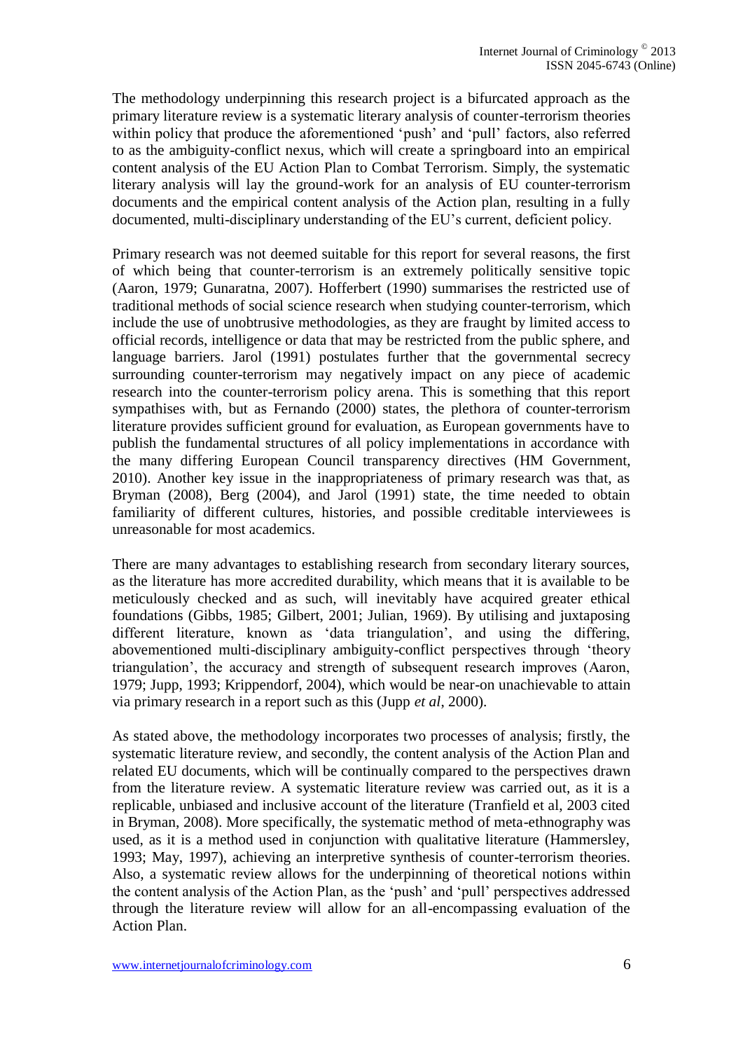The methodology underpinning this research project is a bifurcated approach as the primary literature review is a systematic literary analysis of counter-terrorism theories within policy that produce the aforementioned 'push' and 'pull' factors, also referred to as the ambiguity-conflict nexus, which will create a springboard into an empirical content analysis of the EU Action Plan to Combat Terrorism. Simply, the systematic literary analysis will lay the ground-work for an analysis of EU counter-terrorism documents and the empirical content analysis of the Action plan, resulting in a fully documented, multi-disciplinary understanding of the EU's current, deficient policy.

Primary research was not deemed suitable for this report for several reasons, the first of which being that counter-terrorism is an extremely politically sensitive topic (Aaron, 1979; Gunaratna, 2007). Hofferbert (1990) summarises the restricted use of traditional methods of social science research when studying counter-terrorism, which include the use of unobtrusive methodologies, as they are fraught by limited access to official records, intelligence or data that may be restricted from the public sphere, and language barriers. Jarol (1991) postulates further that the governmental secrecy surrounding counter-terrorism may negatively impact on any piece of academic research into the counter-terrorism policy arena. This is something that this report sympathises with, but as Fernando (2000) states, the plethora of counter-terrorism literature provides sufficient ground for evaluation, as European governments have to publish the fundamental structures of all policy implementations in accordance with the many differing European Council transparency directives (HM Government, 2010). Another key issue in the inappropriateness of primary research was that, as Bryman (2008), Berg (2004), and Jarol (1991) state, the time needed to obtain familiarity of different cultures, histories, and possible creditable interviewees is unreasonable for most academics.

There are many advantages to establishing research from secondary literary sources, as the literature has more accredited durability, which means that it is available to be meticulously checked and as such, will inevitably have acquired greater ethical foundations (Gibbs, 1985; Gilbert, 2001; Julian, 1969). By utilising and juxtaposing different literature, known as 'data triangulation', and using the differing, abovementioned multi-disciplinary ambiguity-conflict perspectives through 'theory triangulation', the accuracy and strength of subsequent research improves (Aaron, 1979; Jupp, 1993; Krippendorf, 2004), which would be near-on unachievable to attain via primary research in a report such as this (Jupp *et al*, 2000).

As stated above, the methodology incorporates two processes of analysis; firstly, the systematic literature review, and secondly, the content analysis of the Action Plan and related EU documents, which will be continually compared to the perspectives drawn from the literature review. A systematic literature review was carried out, as it is a replicable, unbiased and inclusive account of the literature (Tranfield et al, 2003 cited in Bryman, 2008). More specifically, the systematic method of meta-ethnography was used, as it is a method used in conjunction with qualitative literature (Hammersley, 1993; May, 1997), achieving an interpretive synthesis of counter-terrorism theories. Also, a systematic review allows for the underpinning of theoretical notions within the content analysis of the Action Plan, as the 'push' and 'pull' perspectives addressed through the literature review will allow for an all-encompassing evaluation of the Action Plan.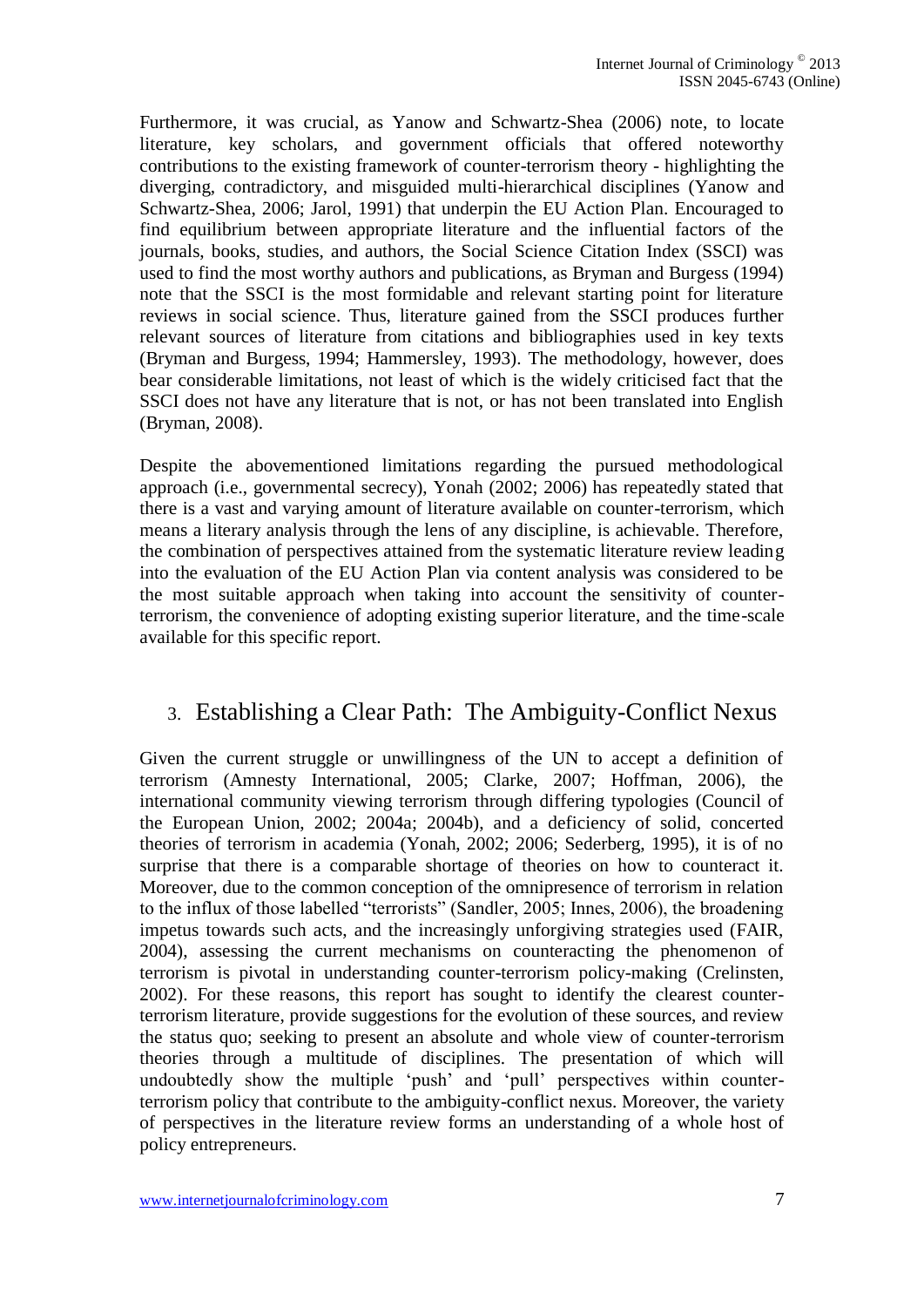Furthermore, it was crucial, as Yanow and Schwartz-Shea (2006) note, to locate literature, key scholars, and government officials that offered noteworthy contributions to the existing framework of counter-terrorism theory - highlighting the diverging, contradictory, and misguided multi-hierarchical disciplines (Yanow and Schwartz-Shea, 2006; Jarol, 1991) that underpin the EU Action Plan. Encouraged to find equilibrium between appropriate literature and the influential factors of the journals, books, studies, and authors, the Social Science Citation Index (SSCI) was used to find the most worthy authors and publications, as Bryman and Burgess (1994) note that the SSCI is the most formidable and relevant starting point for literature reviews in social science. Thus, literature gained from the SSCI produces further relevant sources of literature from citations and bibliographies used in key texts (Bryman and Burgess, 1994; Hammersley, 1993). The methodology, however, does bear considerable limitations, not least of which is the widely criticised fact that the SSCI does not have any literature that is not, or has not been translated into English (Bryman, 2008).

Despite the abovementioned limitations regarding the pursued methodological approach (i.e., governmental secrecy), Yonah (2002; 2006) has repeatedly stated that there is a vast and varying amount of literature available on counter-terrorism, which means a literary analysis through the lens of any discipline, is achievable. Therefore, the combination of perspectives attained from the systematic literature review leading into the evaluation of the EU Action Plan via content analysis was considered to be the most suitable approach when taking into account the sensitivity of counter-terrorism, the convenience of adopting existing superior literature, and the time-scale available for this specific report.

## 3. Establishing a Clear Path: The Ambiguity-Conflict Nexus

Given the current struggle or unwillingness of the UN to accept a definition of terrorism (Amnesty International, 2005; Clarke, 2007; Hoffman, 2006), the international community viewing terrorism through differing typologies (Council of the European Union, 2002; 2004a; 2004b), and a deficiency of solid, concerted theories of terrorism in academia (Yonah, 2002; 2006; Sederberg, 1995), it is of no surprise that there is a comparable shortage of theories on how to counteract it. Moreover, due to the common conception of the omnipresence of terrorism in relation to the influx of those labelled "terrorists" (Sandler, 2005; Innes, 2006), the broadening impetus towards such acts, and the increasingly unforgiving strategies used (FAIR, 2004), assessing the current mechanisms on counteracting the phenomenon of terrorism is pivotal in understanding counter-terrorism policy-making (Crelinsten, 2002). For these reasons, this report has sought to identify the clearest counter-terrorism literature, provide suggestions for the evolution of these sources, and review the status quo; seeking to present an absolute and whole view of counter-terrorism theories through a multitude of disciplines. The presentation of which will undoubtedly show the multiple 'push' and 'pull' perspectives within counter-terrorism policy that contribute to the ambiguity-conflict nexus. Moreover, the variety of perspectives in the literature review forms an understanding of a whole host of policy entrepreneurs.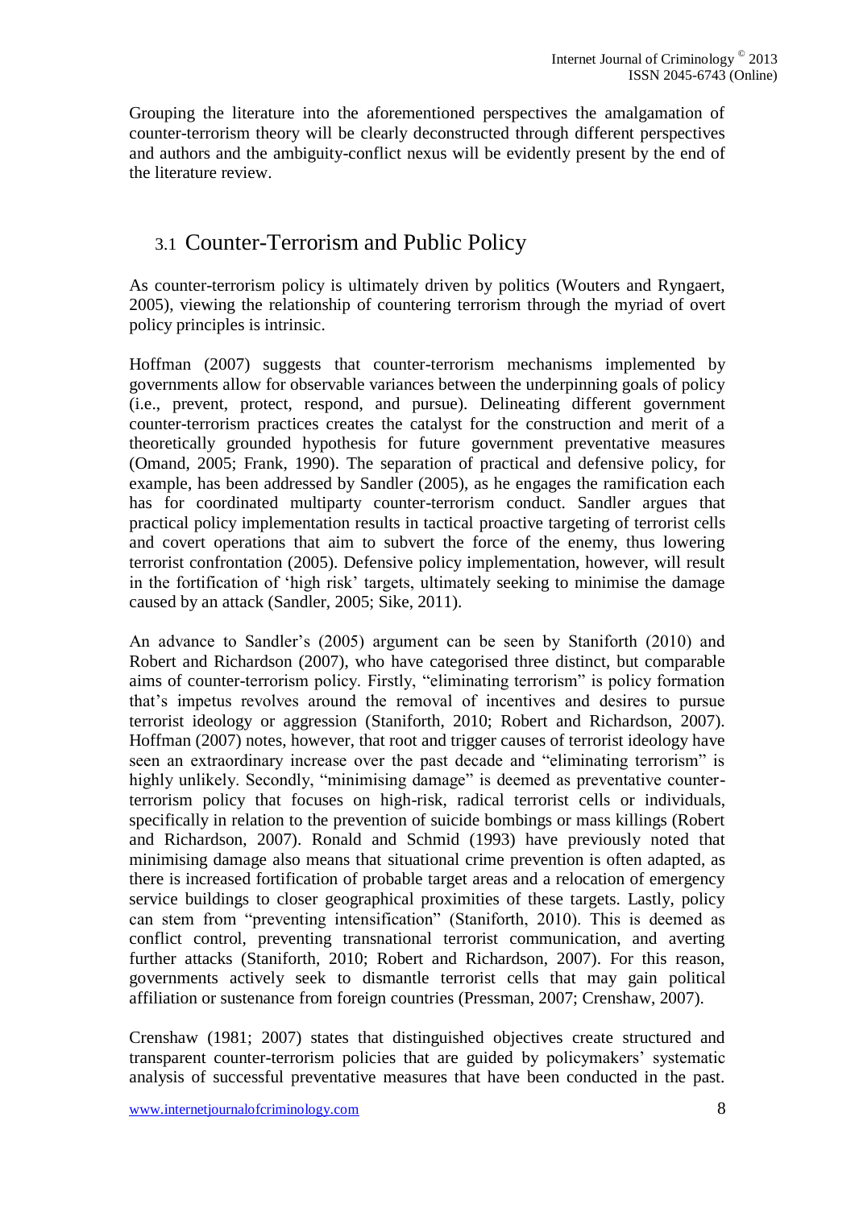Grouping the literature into the aforementioned perspectives the amalgamation of counter-terrorism theory will be clearly deconstructed through different perspectives and authors and the ambiguity-conflict nexus will be evidently present by the end of the literature review.

## 3.1 Counter-Terrorism and Public Policy

As counter-terrorism policy is ultimately driven by politics (Wouters and Ryngaert, 2005), viewing the relationship of countering terrorism through the myriad of overt policy principles is intrinsic.

Hoffman (2007) suggests that counter-terrorism mechanisms implemented by governments allow for observable variances between the underpinning goals of policy (i.e., prevent, protect, respond, and pursue). Delineating different government counter-terrorism practices creates the catalyst for the construction and merit of a theoretically grounded hypothesis for future government preventative measures (Omand, 2005; Frank, 1990). The separation of practical and defensive policy, for example, has been addressed by Sandler (2005), as he engages the ramification each has for coordinated multiparty counter-terrorism conduct. Sandler argues that practical policy implementation results in tactical proactive targeting of terrorist cells and covert operations that aim to subvert the force of the enemy, thus lowering terrorist confrontation (2005). Defensive policy implementation, however, will result in the fortification of 'high risk' targets, ultimately seeking to minimise the damage caused by an attack (Sandler, 2005; Sike, 2011).

An advance to Sandler's (2005) argument can be seen by Staniforth (2010) and Robert and Richardson (2007), who have categorised three distinct, but comparable aims of counter-terrorism policy. Firstly, "eliminating terrorism" is policy formation that's impetus revolves around the removal of incentives and desires to pursue terrorist ideology or aggression (Staniforth, 2010; Robert and Richardson, 2007). Hoffman (2007) notes, however, that root and trigger causes of terrorist ideology have seen an extraordinary increase over the past decade and "eliminating terrorism" is highly unlikely. Secondly, "minimising damage" is deemed as preventative counter-terrorism policy that focuses on high-risk, radical terrorist cells or individuals, specifically in relation to the prevention of suicide bombings or mass killings (Robert and Richardson, 2007). Ronald and Schmid (1993) have previously noted that minimising damage also means that situational crime prevention is often adapted, as there is increased fortification of probable target areas and a relocation of emergency service buildings to closer geographical proximities of these targets. Lastly, policy can stem from "preventing intensification" (Staniforth, 2010). This is deemed as conflict control, preventing transnational terrorist communication, and averting further attacks (Staniforth, 2010; Robert and Richardson, 2007). For this reason, governments actively seek to dismantle terrorist cells that may gain political affiliation or sustenance from foreign countries (Pressman, 2007; Crenshaw, 2007).

Crenshaw (1981; 2007) states that distinguished objectives create structured and transparent counter-terrorism policies that are guided by policymakers' systematic analysis of successful preventative measures that have been conducted in the past.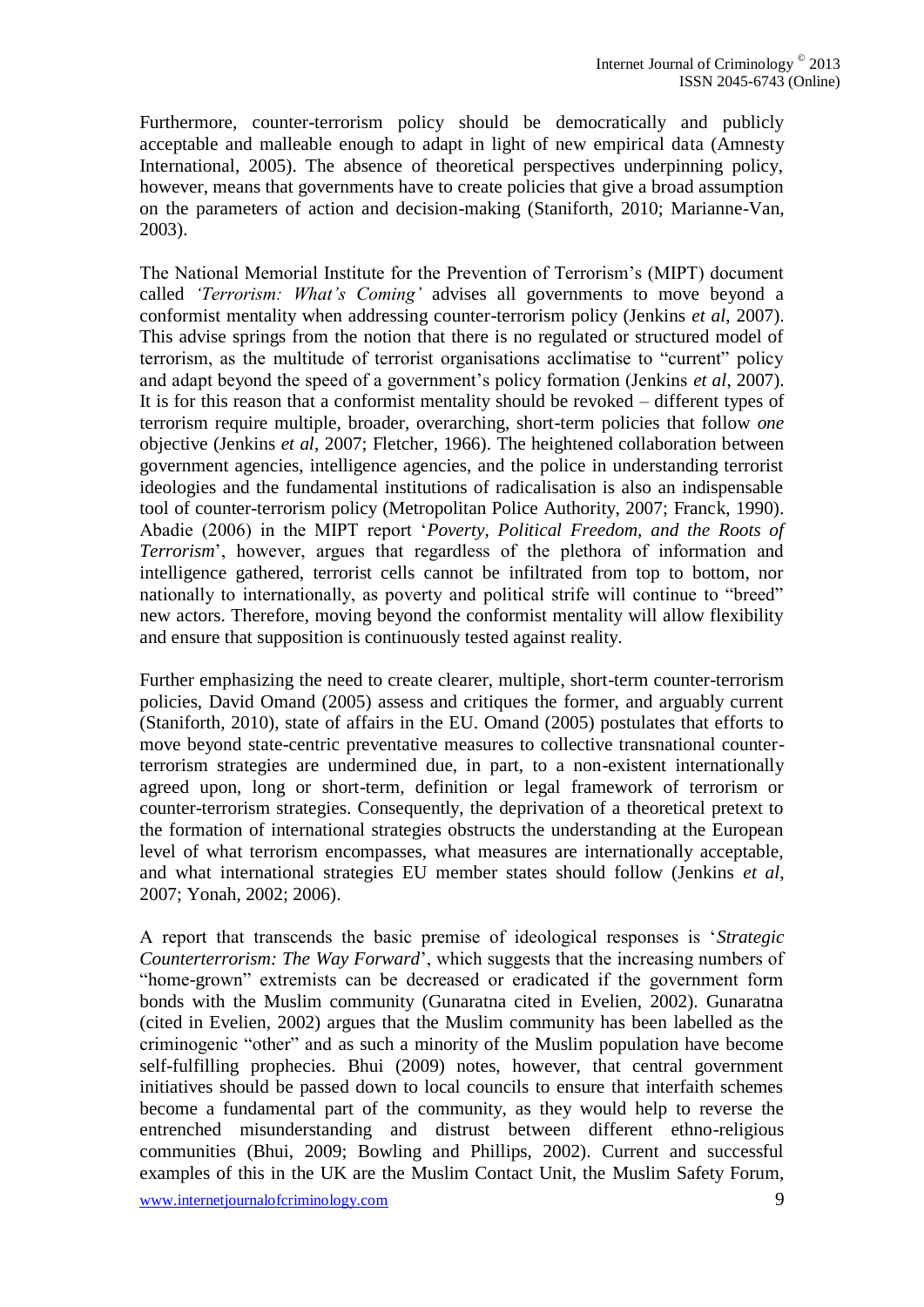Furthermore, counter-terrorism policy should be democratically and publicly acceptable and malleable enough to adapt in light of new empirical data (Amnesty International, 2005). The absence of theoretical perspectives underpinning policy, however, means that governments have to create policies that give a broad assumption on the parameters of action and decision-making (Staniforth, 2010; Marianne-Van, 2003).

The National Memorial Institute for the Prevention of Terrorism's (MIPT) document called *'Terrorism: What's Coming'* advises all governments to move beyond a conformist mentality when addressing counter-terrorism policy (Jenkins *et al*, 2007). This advise springs from the notion that there is no regulated or structured model of terrorism, as the multitude of terrorist organisations acclimatise to "current" policy and adapt beyond the speed of a government's policy formation (Jenkins *et al*, 2007). It is for this reason that a conformist mentality should be revoked – different types of terrorism require multiple, broader, overarching, short-term policies that follow *one* objective (Jenkins *et al*, 2007; Fletcher, 1966). The heightened collaboration between government agencies, intelligence agencies, and the police in understanding terrorist ideologies and the fundamental institutions of radicalisation is also an indispensable tool of counter-terrorism policy (Metropolitan Police Authority, 2007; Franck, 1990). Abadie (2006) in the MIPT report '*Poverty, Political Freedom, and the Roots of Terrorism*', however, argues that regardless of the plethora of information and intelligence gathered, terrorist cells cannot be infiltrated from top to bottom, nor nationally to internationally, as poverty and political strife will continue to "breed" new actors. Therefore, moving beyond the conformist mentality will allow flexibility and ensure that supposition is continuously tested against reality.

Further emphasizing the need to create clearer, multiple, short-term counter-terrorism policies, David Omand (2005) assess and critiques the former, and arguably current (Staniforth, 2010), state of affairs in the EU. Omand (2005) postulates that efforts to move beyond state-centric preventative measures to collective transnational counter-terrorism strategies are undermined due, in part, to a non-existent internationally agreed upon, long or short-term, definition or legal framework of terrorism or counter-terrorism strategies. Consequently, the deprivation of a theoretical pretext to the formation of international strategies obstructs the understanding at the European level of what terrorism encompasses, what measures are internationally acceptable, and what international strategies EU member states should follow (Jenkins *et al*, 2007; Yonah, 2002; 2006).

A report that transcends the basic premise of ideological responses is '*Strategic Counterterrorism: The Way Forward*', which suggests that the increasing numbers of "home-grown" extremists can be decreased or eradicated if the government form bonds with the Muslim community (Gunaratna cited in Evelien, 2002). Gunaratna (cited in Evelien, 2002) argues that the Muslim community has been labelled as the criminogenic "other" and as such a minority of the Muslim population have become self-fulfilling prophecies. Bhui (2009) notes, however, that central government initiatives should be passed down to local councils to ensure that interfaith schemes become a fundamental part of the community, as they would help to reverse the entrenched misunderstanding and distrust between different ethno-religious communities (Bhui, 2009; Bowling and Phillips, 2002). Current and successful examples of this in the UK are the Muslim Contact Unit, the Muslim Safety Forum,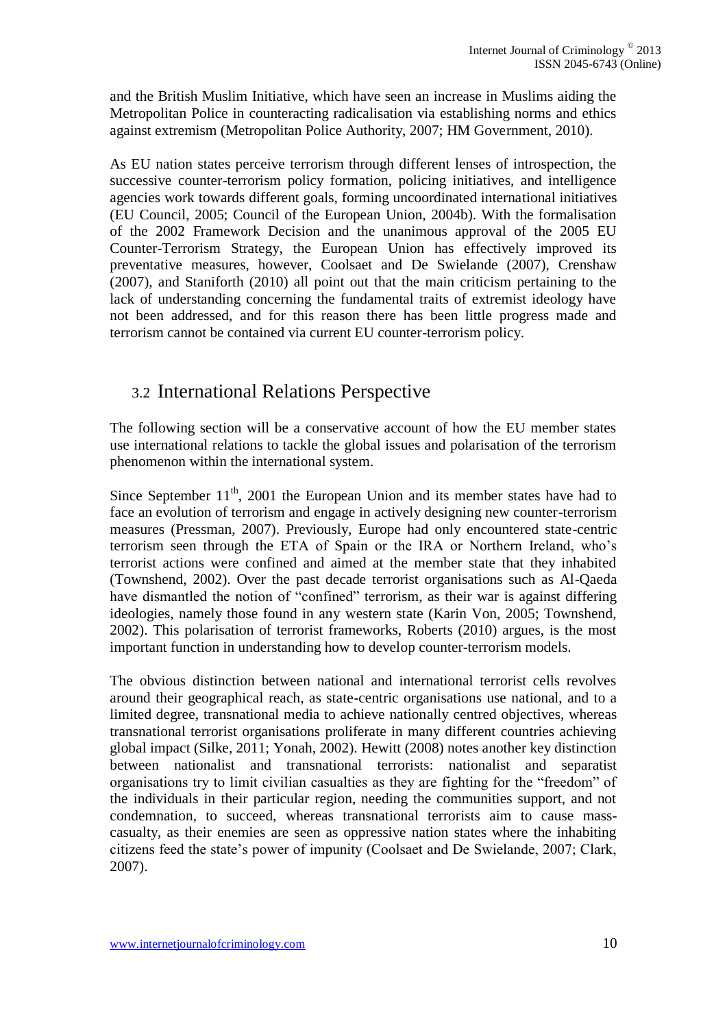and the British Muslim Initiative, which have seen an increase in Muslims aiding the Metropolitan Police in counteracting radicalisation via establishing norms and ethics against extremism (Metropolitan Police Authority, 2007; HM Government, 2010).

As EU nation states perceive terrorism through different lenses of introspection, the successive counter-terrorism policy formation, policing initiatives, and intelligence agencies work towards different goals, forming uncoordinated international initiatives (EU Council, 2005; Council of the European Union, 2004b). With the formalisation of the 2002 Framework Decision and the unanimous approval of the 2005 EU Counter-Terrorism Strategy, the European Union has effectively improved its preventative measures, however, Coolsaet and De Swielande (2007), Crenshaw (2007), and Staniforth (2010) all point out that the main criticism pertaining to the lack of understanding concerning the fundamental traits of extremist ideology have not been addressed, and for this reason there has been little progress made and terrorism cannot be contained via current EU counter-terrorism policy.

## 3.2 International Relations Perspective

The following section will be a conservative account of how the EU member states use international relations to tackle the global issues and polarisation of the terrorism phenomenon within the international system.

Since September 11th, 2001 the European Union and its member states have had to face an evolution of terrorism and engage in actively designing new counter-terrorism measures (Pressman, 2007). Previously, Europe had only encountered state-centric terrorism seen through the ETA of Spain or the IRA or Northern Ireland, who's terrorist actions were confined and aimed at the member state that they inhabited (Townshend, 2002). Over the past decade terrorist organisations such as Al-Qaeda have dismantled the notion of "confined" terrorism, as their war is against differing ideologies, namely those found in any western state (Karin Von, 2005; Townshend, 2002). This polarisation of terrorist frameworks, Roberts (2010) argues, is the most important function in understanding how to develop counter-terrorism models.

The obvious distinction between national and international terrorist cells revolves around their geographical reach, as state-centric organisations use national, and to a limited degree, transnational media to achieve nationally centred objectives, whereas transnational terrorist organisations proliferate in many different countries achieving global impact (Silke, 2011; Yonah, 2002). Hewitt (2008) notes another key distinction between nationalist and transnational terrorists: nationalist and separatist organisations try to limit civilian casualties as they are fighting for the "freedom" of the individuals in their particular region, needing the communities support, and not condemnation, to succeed, whereas transnational terrorists aim to cause mass-casualty, as their enemies are seen as oppressive nation states where the inhabiting citizens feed the state's power of impunity (Coolsaet and De Swielande, 2007; Clark, 2007).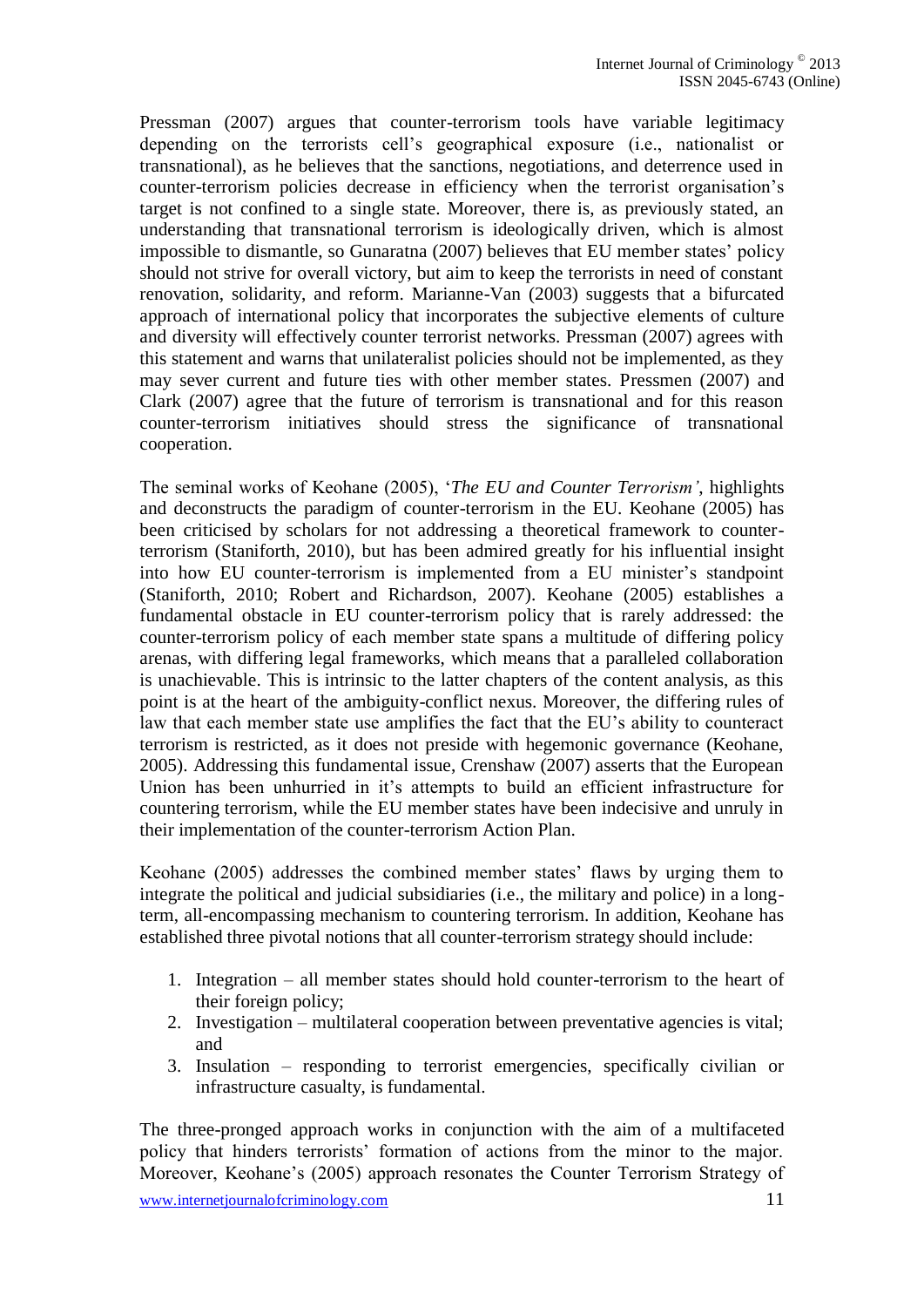Pressman (2007) argues that counter-terrorism tools have variable legitimacy depending on the terrorists cell's geographical exposure (i.e., nationalist or transnational), as he believes that the sanctions, negotiations, and deterrence used in counter-terrorism policies decrease in efficiency when the terrorist organisation's target is not confined to a single state. Moreover, there is, as previously stated, an understanding that transnational terrorism is ideologically driven, which is almost impossible to dismantle, so Gunaratna (2007) believes that EU member states' policy should not strive for overall victory, but aim to keep the terrorists in need of constant renovation, solidarity, and reform. Marianne-Van (2003) suggests that a bifurcated approach of international policy that incorporates the subjective elements of culture and diversity will effectively counter terrorist networks. Pressman (2007) agrees with this statement and warns that unilateralist policies should not be implemented, as they may sever current and future ties with other member states. Pressmen (2007) and Clark (2007) agree that the future of terrorism is transnational and for this reason counter-terrorism initiatives should stress the significance of transnational cooperation.

The seminal works of Keohane (2005), '*The EU and Counter Terrorism'*, highlights and deconstructs the paradigm of counter-terrorism in the EU. Keohane (2005) has been criticised by scholars for not addressing a theoretical framework to counter-terrorism (Staniforth, 2010), but has been admired greatly for his influential insight into how EU counter-terrorism is implemented from a EU minister's standpoint (Staniforth, 2010; Robert and Richardson, 2007). Keohane (2005) establishes a fundamental obstacle in EU counter-terrorism policy that is rarely addressed: the counter-terrorism policy of each member state spans a multitude of differing policy arenas, with differing legal frameworks, which means that a paralleled collaboration is unachievable. This is intrinsic to the latter chapters of the content analysis, as this point is at the heart of the ambiguity-conflict nexus. Moreover, the differing rules of law that each member state use amplifies the fact that the EU's ability to counteract terrorism is restricted, as it does not preside with hegemonic governance (Keohane, 2005). Addressing this fundamental issue, Crenshaw (2007) asserts that the European Union has been unhurried in it's attempts to build an efficient infrastructure for countering terrorism, while the EU member states have been indecisive and unruly in their implementation of the counter-terrorism Action Plan.

Keohane (2005) addresses the combined member states' flaws by urging them to integrate the political and judicial subsidiaries (i.e., the military and police) in a long-term, all-encompassing mechanism to countering terrorism. In addition, Keohane has established three pivotal notions that all counter-terrorism strategy should include:

1. Integration – all member states should hold counter-terrorism to the heart of their foreign policy;
2. Investigation – multilateral cooperation between preventative agencies is vital; and
3. Insulation – responding to terrorist emergencies, specifically civilian or infrastructure casualty, is fundamental.

The three-pronged approach works in conjunction with the aim of a multifaceted policy that hinders terrorists' formation of actions from the minor to the major. Moreover, Keohane's (2005) approach resonates the Counter Terrorism Strategy of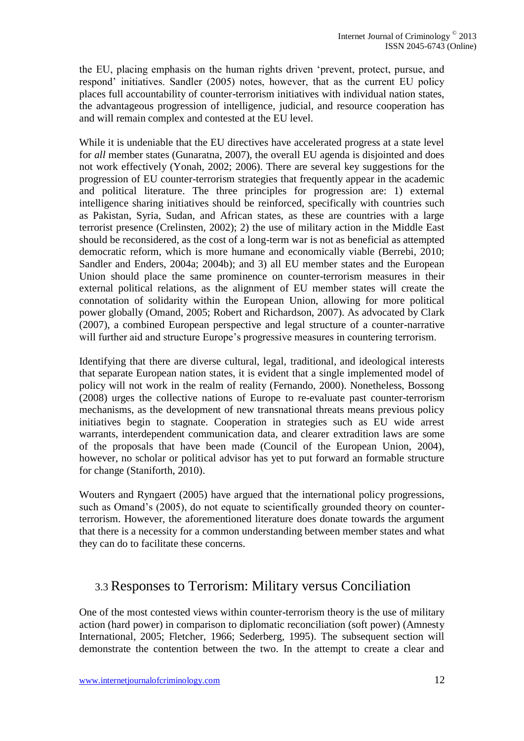the EU, placing emphasis on the human rights driven 'prevent, protect, pursue, and respond' initiatives. Sandler (2005) notes, however, that as the current EU policy places full accountability of counter-terrorism initiatives with individual nation states, the advantageous progression of intelligence, judicial, and resource cooperation has and will remain complex and contested at the EU level.

While it is undeniable that the EU directives have accelerated progress at a state level for *all* member states (Gunaratna, 2007), the overall EU agenda is disjointed and does not work effectively (Yonah, 2002; 2006). There are several key suggestions for the progression of EU counter-terrorism strategies that frequently appear in the academic and political literature. The three principles for progression are: 1) external intelligence sharing initiatives should be reinforced, specifically with countries such as Pakistan, Syria, Sudan, and African states, as these are countries with a large terrorist presence (Crelinsten, 2002); 2) the use of military action in the Middle East should be reconsidered, as the cost of a long-term war is not as beneficial as attempted democratic reform, which is more humane and economically viable (Berrebi, 2010; Sandler and Enders, 2004a; 2004b); and 3) all EU member states and the European Union should place the same prominence on counter-terrorism measures in their external political relations, as the alignment of EU member states will create the connotation of solidarity within the European Union, allowing for more political power globally (Omand, 2005; Robert and Richardson, 2007). As advocated by Clark (2007), a combined European perspective and legal structure of a counter-narrative will further aid and structure Europe's progressive measures in countering terrorism.

Identifying that there are diverse cultural, legal, traditional, and ideological interests that separate European nation states, it is evident that a single implemented model of policy will not work in the realm of reality (Fernando, 2000). Nonetheless, Bossong (2008) urges the collective nations of Europe to re-evaluate past counter-terrorism mechanisms, as the development of new transnational threats means previous policy initiatives begin to stagnate. Cooperation in strategies such as EU wide arrest warrants, interdependent communication data, and clearer extradition laws are some of the proposals that have been made (Council of the European Union, 2004), however, no scholar or political advisor has yet to put forward an formable structure for change (Staniforth, 2010).

Wouters and Ryngaert (2005) have argued that the international policy progressions, such as Omand's (2005), do not equate to scientifically grounded theory on counter-terrorism. However, the aforementioned literature does donate towards the argument that there is a necessity for a common understanding between member states and what they can do to facilitate these concerns.

## 3.3 Responses to Terrorism: Military versus Conciliation

One of the most contested views within counter-terrorism theory is the use of military action (hard power) in comparison to diplomatic reconciliation (soft power) (Amnesty International, 2005; Fletcher, 1966; Sederberg, 1995). The subsequent section will demonstrate the contention between the two. In the attempt to create a clear and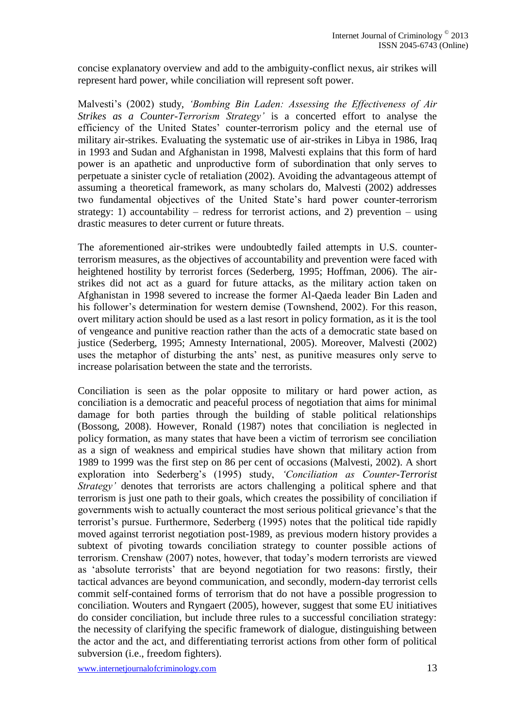concise explanatory overview and add to the ambiguity-conflict nexus, air strikes will represent hard power, while conciliation will represent soft power.

Malvesti's (2002) study, *'Bombing Bin Laden: Assessing the Effectiveness of Air Strikes as a Counter-Terrorism Strategy'* is a concerted effort to analyse the efficiency of the United States' counter-terrorism policy and the eternal use of military air-strikes. Evaluating the systematic use of air-strikes in Libya in 1986, Iraq in 1993 and Sudan and Afghanistan in 1998, Malvesti explains that this form of hard power is an apathetic and unproductive form of subordination that only serves to perpetuate a sinister cycle of retaliation (2002). Avoiding the advantageous attempt of assuming a theoretical framework, as many scholars do, Malvesti (2002) addresses two fundamental objectives of the United State's hard power counter-terrorism strategy: 1) accountability – redress for terrorist actions, and 2) prevention – using drastic measures to deter current or future threats.

The aforementioned air-strikes were undoubtedly failed attempts in U.S. counter-terrorism measures, as the objectives of accountability and prevention were faced with heightened hostility by terrorist forces (Sederberg, 1995; Hoffman, 2006). The air-strikes did not act as a guard for future attacks, as the military action taken on Afghanistan in 1998 severed to increase the former Al-Qaeda leader Bin Laden and his follower's determination for western demise (Townshend, 2002). For this reason, overt military action should be used as a last resort in policy formation, as it is the tool of vengeance and punitive reaction rather than the acts of a democratic state based on justice (Sederberg, 1995; Amnesty International, 2005). Moreover, Malvesti (2002) uses the metaphor of disturbing the ants' nest, as punitive measures only serve to increase polarisation between the state and the terrorists.

Conciliation is seen as the polar opposite to military or hard power action, as conciliation is a democratic and peaceful process of negotiation that aims for minimal damage for both parties through the building of stable political relationships (Bossong, 2008). However, Ronald (1987) notes that conciliation is neglected in policy formation, as many states that have been a victim of terrorism see conciliation as a sign of weakness and empirical studies have shown that military action from 1989 to 1999 was the first step on 86 per cent of occasions (Malvesti, 2002). A short exploration into Sederberg's (1995) study, *'Conciliation as Counter-Terrorist Strategy'* denotes that terrorists are actors challenging a political sphere and that terrorism is just one path to their goals, which creates the possibility of conciliation if governments wish to actually counteract the most serious political grievance's that the terrorist's pursue. Furthermore, Sederberg (1995) notes that the political tide rapidly moved against terrorist negotiation post-1989, as previous modern history provides a subtext of pivoting towards conciliation strategy to counter possible actions of terrorism. Crenshaw (2007) notes, however, that today's modern terrorists are viewed as 'absolute terrorists' that are beyond negotiation for two reasons: firstly, their tactical advances are beyond communication, and secondly, modern-day terrorist cells commit self-contained forms of terrorism that do not have a possible progression to conciliation. Wouters and Ryngaert (2005), however, suggest that some EU initiatives do consider conciliation, but include three rules to a successful conciliation strategy: the necessity of clarifying the specific framework of dialogue, distinguishing between the actor and the act, and differentiating terrorist actions from other form of political subversion (i.e., freedom fighters).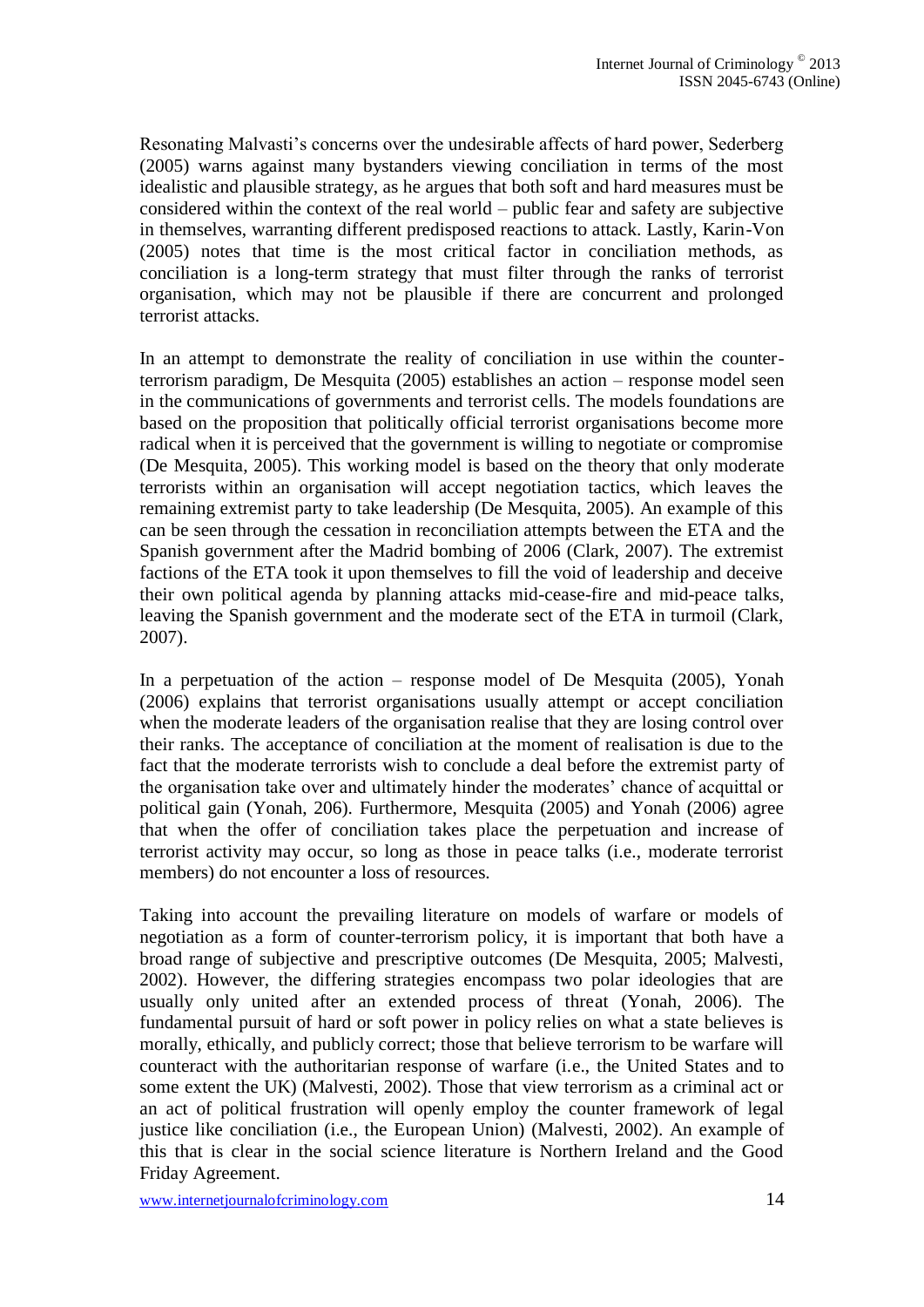Resonating Malvasti's concerns over the undesirable affects of hard power, Sederberg (2005) warns against many bystanders viewing conciliation in terms of the most idealistic and plausible strategy, as he argues that both soft and hard measures must be considered within the context of the real world – public fear and safety are subjective in themselves, warranting different predisposed reactions to attack. Lastly, Karin-Von (2005) notes that time is the most critical factor in conciliation methods, as conciliation is a long-term strategy that must filter through the ranks of terrorist organisation, which may not be plausible if there are concurrent and prolonged terrorist attacks.

In an attempt to demonstrate the reality of conciliation in use within the counter-terrorism paradigm, De Mesquita (2005) establishes an action – response model seen in the communications of governments and terrorist cells. The models foundations are based on the proposition that politically official terrorist organisations become more radical when it is perceived that the government is willing to negotiate or compromise (De Mesquita, 2005). This working model is based on the theory that only moderate terrorists within an organisation will accept negotiation tactics, which leaves the remaining extremist party to take leadership (De Mesquita, 2005). An example of this can be seen through the cessation in reconciliation attempts between the ETA and the Spanish government after the Madrid bombing of 2006 (Clark, 2007). The extremist factions of the ETA took it upon themselves to fill the void of leadership and deceive their own political agenda by planning attacks mid-cease-fire and mid-peace talks, leaving the Spanish government and the moderate sect of the ETA in turmoil (Clark, 2007).

In a perpetuation of the action – response model of De Mesquita (2005), Yonah (2006) explains that terrorist organisations usually attempt or accept conciliation when the moderate leaders of the organisation realise that they are losing control over their ranks. The acceptance of conciliation at the moment of realisation is due to the fact that the moderate terrorists wish to conclude a deal before the extremist party of the organisation take over and ultimately hinder the moderates' chance of acquittal or political gain (Yonah, 206). Furthermore, Mesquita (2005) and Yonah (2006) agree that when the offer of conciliation takes place the perpetuation and increase of terrorist activity may occur, so long as those in peace talks (i.e., moderate terrorist members) do not encounter a loss of resources.

Taking into account the prevailing literature on models of warfare or models of negotiation as a form of counter-terrorism policy, it is important that both have a broad range of subjective and prescriptive outcomes (De Mesquita, 2005; Malvesti, 2002). However, the differing strategies encompass two polar ideologies that are usually only united after an extended process of threat (Yonah, 2006). The fundamental pursuit of hard or soft power in policy relies on what a state believes is morally, ethically, and publicly correct; those that believe terrorism to be warfare will counteract with the authoritarian response of warfare (i.e., the United States and to some extent the UK) (Malvesti, 2002). Those that view terrorism as a criminal act or an act of political frustration will openly employ the counter framework of legal justice like conciliation (i.e., the European Union) (Malvesti, 2002). An example of this that is clear in the social science literature is Northern Ireland and the Good Friday Agreement.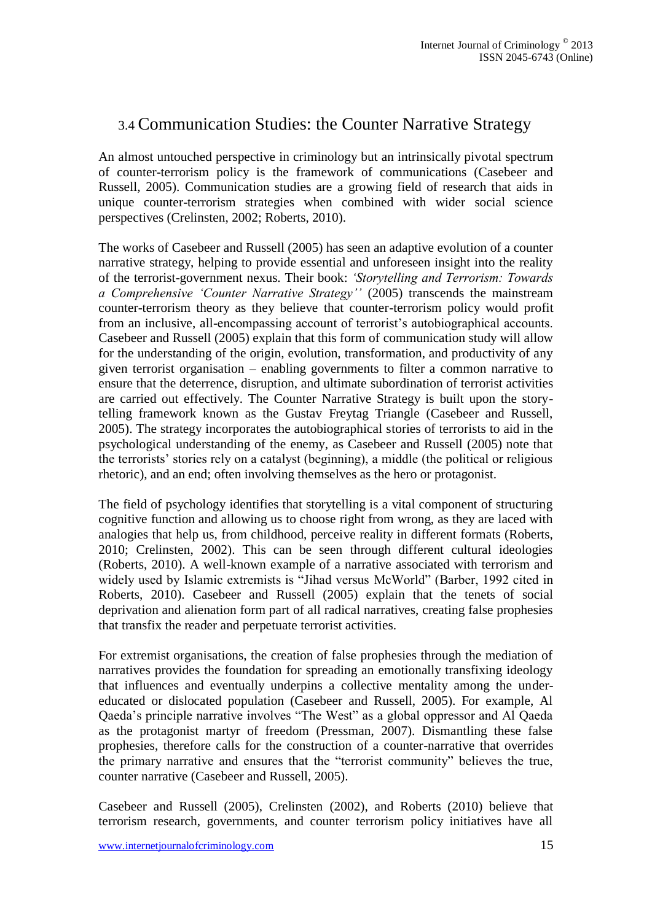## 3.4 Communication Studies: the Counter Narrative Strategy

An almost untouched perspective in criminology but an intrinsically pivotal spectrum of counter-terrorism policy is the framework of communications (Casebeer and Russell, 2005). Communication studies are a growing field of research that aids in unique counter-terrorism strategies when combined with wider social science perspectives (Crelinsten, 2002; Roberts, 2010).

The works of Casebeer and Russell (2005) has seen an adaptive evolution of a counter narrative strategy, helping to provide essential and unforeseen insight into the reality of the terrorist-government nexus. Their book: *'Storytelling and Terrorism: Towards a Comprehensive 'Counter Narrative Strategy''* (2005) transcends the mainstream counter-terrorism theory as they believe that counter-terrorism policy would profit from an inclusive, all-encompassing account of terrorist's autobiographical accounts. Casebeer and Russell (2005) explain that this form of communication study will allow for the understanding of the origin, evolution, transformation, and productivity of any given terrorist organisation – enabling governments to filter a common narrative to ensure that the deterrence, disruption, and ultimate subordination of terrorist activities are carried out effectively. The Counter Narrative Strategy is built upon the story-telling framework known as the Gustav Freytag Triangle (Casebeer and Russell, 2005). The strategy incorporates the autobiographical stories of terrorists to aid in the psychological understanding of the enemy, as Casebeer and Russell (2005) note that the terrorists' stories rely on a catalyst (beginning), a middle (the political or religious rhetoric), and an end; often involving themselves as the hero or protagonist.

The field of psychology identifies that storytelling is a vital component of structuring cognitive function and allowing us to choose right from wrong, as they are laced with analogies that help us, from childhood, perceive reality in different formats (Roberts, 2010; Crelinsten, 2002). This can be seen through different cultural ideologies (Roberts, 2010). A well-known example of a narrative associated with terrorism and widely used by Islamic extremists is "Jihad versus McWorld" (Barber, 1992 cited in Roberts, 2010). Casebeer and Russell (2005) explain that the tenets of social deprivation and alienation form part of all radical narratives, creating false prophesies that transfix the reader and perpetuate terrorist activities.

For extremist organisations, the creation of false prophesies through the mediation of narratives provides the foundation for spreading an emotionally transfixing ideology that influences and eventually underpins a collective mentality among the under-educated or dislocated population (Casebeer and Russell, 2005). For example, Al Qaeda's principle narrative involves "The West" as a global oppressor and Al Qaeda as the protagonist martyr of freedom (Pressman, 2007). Dismantling these false prophesies, therefore calls for the construction of a counter-narrative that overrides the primary narrative and ensures that the "terrorist community" believes the true, counter narrative (Casebeer and Russell, 2005).

Casebeer and Russell (2005), Crelinsten (2002), and Roberts (2010) believe that terrorism research, governments, and counter terrorism policy initiatives have all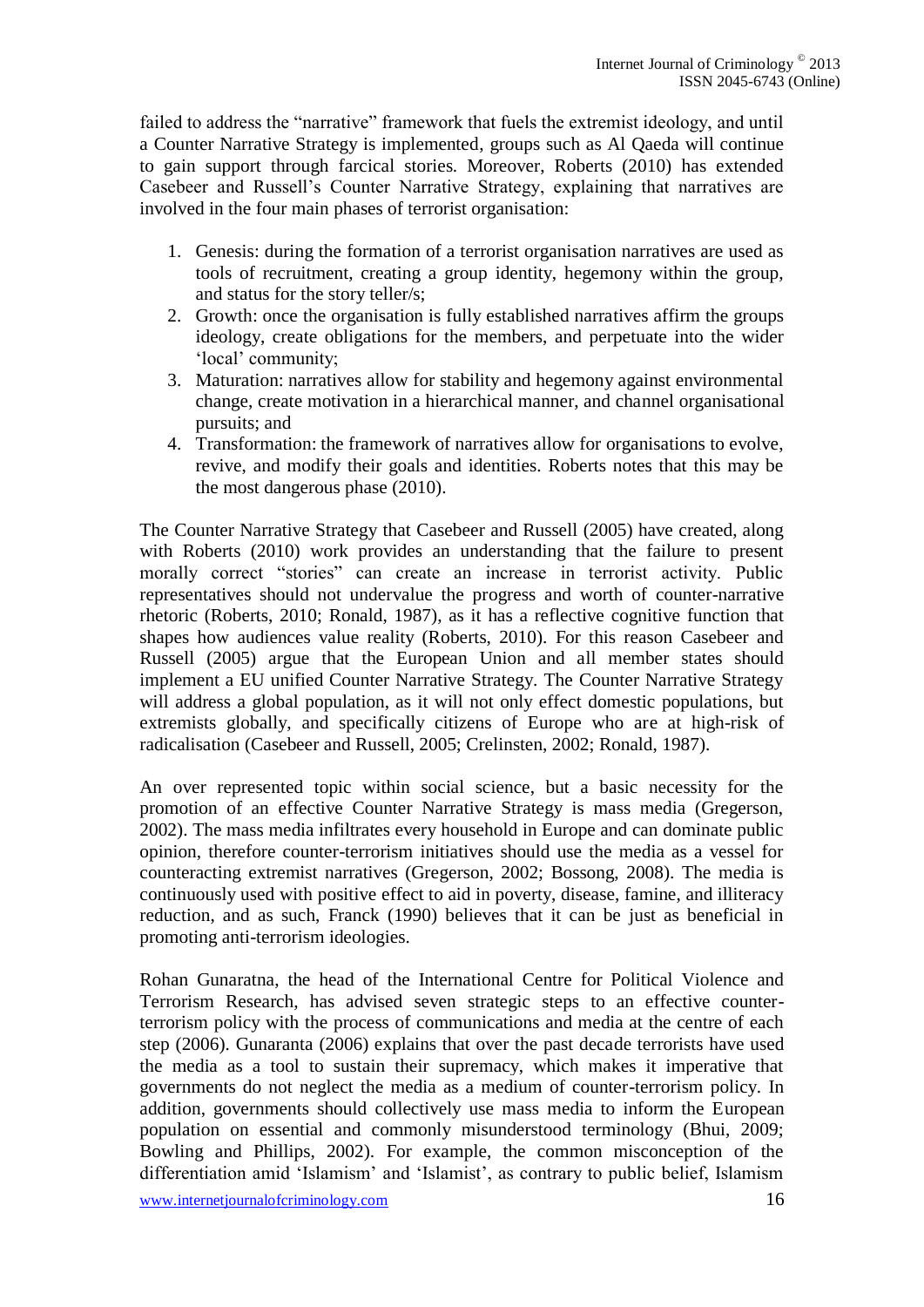failed to address the "narrative" framework that fuels the extremist ideology, and until a Counter Narrative Strategy is implemented, groups such as Al Qaeda will continue to gain support through farcical stories. Moreover, Roberts (2010) has extended Casebeer and Russell's Counter Narrative Strategy, explaining that narratives are involved in the four main phases of terrorist organisation:

1. Genesis: during the formation of a terrorist organisation narratives are used as tools of recruitment, creating a group identity, hegemony within the group, and status for the story teller/s;
2. Growth: once the organisation is fully established narratives affirm the groups ideology, create obligations for the members, and perpetuate into the wider 'local' community;
3. Maturation: narratives allow for stability and hegemony against environmental change, create motivation in a hierarchical manner, and channel organisational pursuits; and
4. Transformation: the framework of narratives allow for organisations to evolve, revive, and modify their goals and identities. Roberts notes that this may be the most dangerous phase (2010).

The Counter Narrative Strategy that Casebeer and Russell (2005) have created, along with Roberts (2010) work provides an understanding that the failure to present morally correct "stories" can create an increase in terrorist activity. Public representatives should not undervalue the progress and worth of counter-narrative rhetoric (Roberts, 2010; Ronald, 1987), as it has a reflective cognitive function that shapes how audiences value reality (Roberts, 2010). For this reason Casebeer and Russell (2005) argue that the European Union and all member states should implement a EU unified Counter Narrative Strategy. The Counter Narrative Strategy will address a global population, as it will not only effect domestic populations, but extremists globally, and specifically citizens of Europe who are at high-risk of radicalisation (Casebeer and Russell, 2005; Crelinsten, 2002; Ronald, 1987).

An over represented topic within social science, but a basic necessity for the promotion of an effective Counter Narrative Strategy is mass media (Gregerson, 2002). The mass media infiltrates every household in Europe and can dominate public opinion, therefore counter-terrorism initiatives should use the media as a vessel for counteracting extremist narratives (Gregerson, 2002; Bossong, 2008). The media is continuously used with positive effect to aid in poverty, disease, famine, and illiteracy reduction, and as such, Franck (1990) believes that it can be just as beneficial in promoting anti-terrorism ideologies.

Rohan Gunaratna, the head of the International Centre for Political Violence and Terrorism Research, has advised seven strategic steps to an effective counter-terrorism policy with the process of communications and media at the centre of each step (2006). Gunaranta (2006) explains that over the past decade terrorists have used the media as a tool to sustain their supremacy, which makes it imperative that governments do not neglect the media as a medium of counter-terrorism policy. In addition, governments should collectively use mass media to inform the European population on essential and commonly misunderstood terminology (Bhui, 2009; Bowling and Phillips, 2002). For example, the common misconception of the differentiation amid 'Islamism' and 'Islamist', as contrary to public belief, Islamism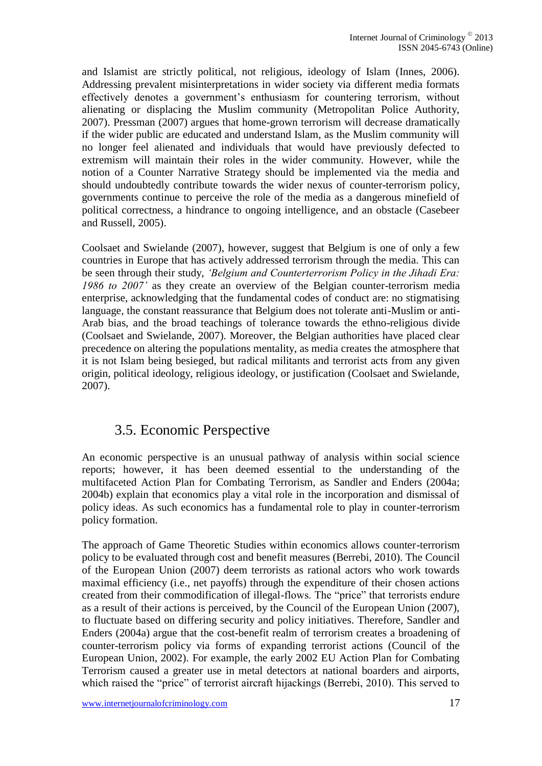and Islamist are strictly political, not religious, ideology of Islam (Innes, 2006). Addressing prevalent misinterpretations in wider society via different media formats effectively denotes a government's enthusiasm for countering terrorism, without alienating or displacing the Muslim community (Metropolitan Police Authority, 2007). Pressman (2007) argues that home-grown terrorism will decrease dramatically if the wider public are educated and understand Islam, as the Muslim community will no longer feel alienated and individuals that would have previously defected to extremism will maintain their roles in the wider community. However, while the notion of a Counter Narrative Strategy should be implemented via the media and should undoubtedly contribute towards the wider nexus of counter-terrorism policy, governments continue to perceive the role of the media as a dangerous minefield of political correctness, a hindrance to ongoing intelligence, and an obstacle (Casebeer and Russell, 2005).

Coolsaet and Swielande (2007), however, suggest that Belgium is one of only a few countries in Europe that has actively addressed terrorism through the media. This can be seen through their study, *'Belgium and Counterterrorism Policy in the Jihadi Era: 1986 to 2007'* as they create an overview of the Belgian counter-terrorism media enterprise, acknowledging that the fundamental codes of conduct are: no stigmatising language, the constant reassurance that Belgium does not tolerate anti-Muslim or anti-Arab bias, and the broad teachings of tolerance towards the ethno-religious divide (Coolsaet and Swielande, 2007). Moreover, the Belgian authorities have placed clear precedence on altering the populations mentality, as media creates the atmosphere that it is not Islam being besieged, but radical militants and terrorist acts from any given origin, political ideology, religious ideology, or justification (Coolsaet and Swielande, 2007).

## 3.5. Economic Perspective

An economic perspective is an unusual pathway of analysis within social science reports; however, it has been deemed essential to the understanding of the multifaceted Action Plan for Combating Terrorism, as Sandler and Enders (2004a; 2004b) explain that economics play a vital role in the incorporation and dismissal of policy ideas. As such economics has a fundamental role to play in counter-terrorism policy formation.

The approach of Game Theoretic Studies within economics allows counter-terrorism policy to be evaluated through cost and benefit measures (Berrebi, 2010). The Council of the European Union (2007) deem terrorists as rational actors who work towards maximal efficiency (i.e., net payoffs) through the expenditure of their chosen actions created from their commodification of illegal-flows. The "price" that terrorists endure as a result of their actions is perceived, by the Council of the European Union (2007), to fluctuate based on differing security and policy initiatives. Therefore, Sandler and Enders (2004a) argue that the cost-benefit realm of terrorism creates a broadening of counter-terrorism policy via forms of expanding terrorist actions (Council of the European Union, 2002). For example, the early 2002 EU Action Plan for Combating Terrorism caused a greater use in metal detectors at national boarders and airports, which raised the "price" of terrorist aircraft hijackings (Berrebi, 2010). This served to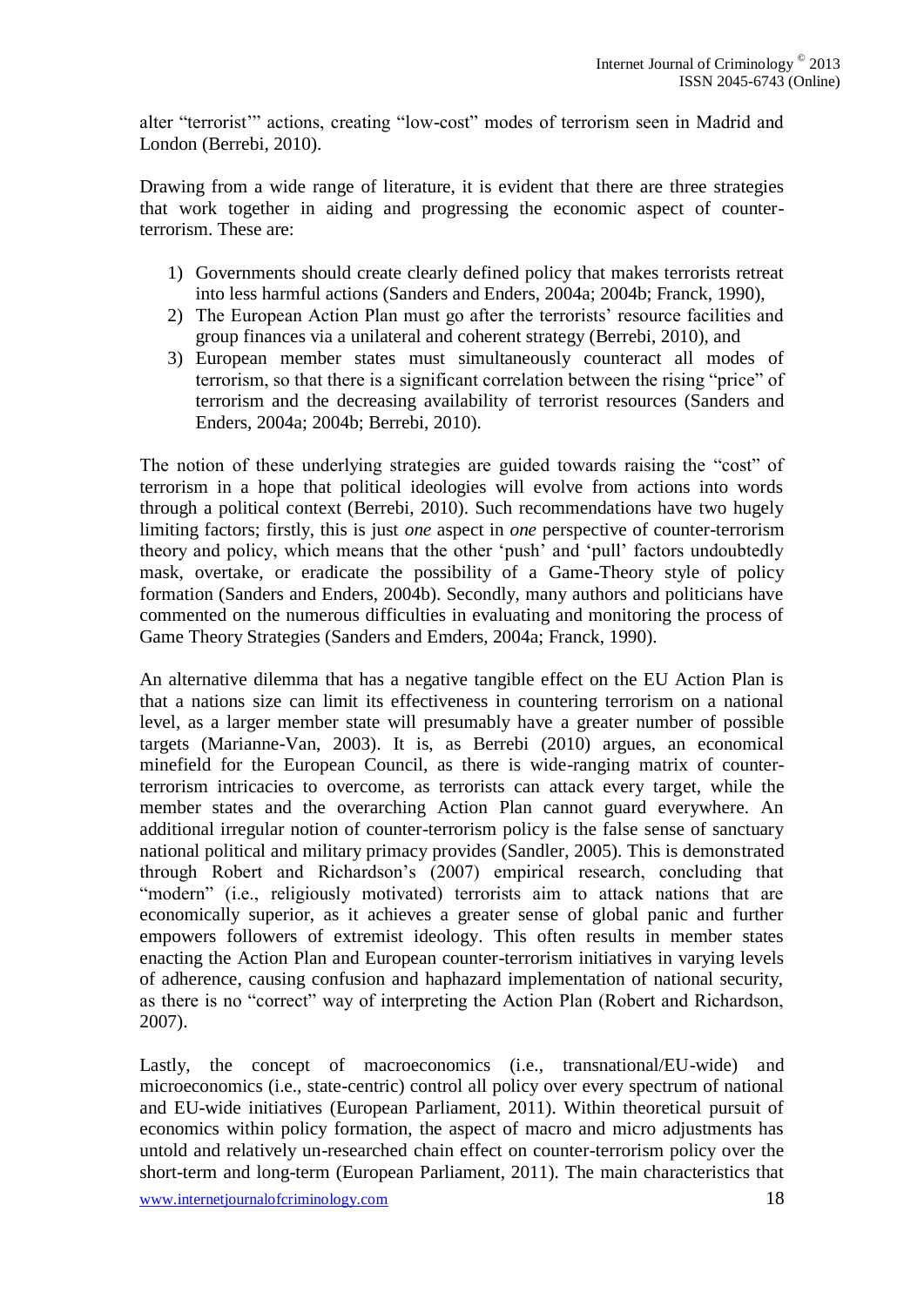alter “terrorist’” actions, creating “low-cost” modes of terrorism seen in Madrid and London (Berrebi, 2010).

Drawing from a wide range of literature, it is evident that there are three strategies that work together in aiding and progressing the economic aspect of counter-terrorism. These are:

1) Governments should create clearly defined policy that makes terrorists retreat into less harmful actions (Sanders and Enders, 2004a; 2004b; Franck, 1990),
2) The European Action Plan must go after the terrorists’ resource facilities and group finances via a unilateral and coherent strategy (Berrebi, 2010), and
3) European member states must simultaneously counteract all modes of terrorism, so that there is a significant correlation between the rising “price” of terrorism and the decreasing availability of terrorist resources (Sanders and Enders, 2004a; 2004b; Berrebi, 2010).

The notion of these underlying strategies are guided towards raising the “cost” of terrorism in a hope that political ideologies will evolve from actions into words through a political context (Berrebi, 2010). Such recommendations have two hugely limiting factors; firstly, this is just *one* aspect in *one* perspective of counter-terrorism theory and policy, which means that the other ‘push’ and ‘pull’ factors undoubtedly mask, overtake, or eradicate the possibility of a Game-Theory style of policy formation (Sanders and Enders, 2004b). Secondly, many authors and politicians have commented on the numerous difficulties in evaluating and monitoring the process of Game Theory Strategies (Sanders and Emders, 2004a; Franck, 1990).

An alternative dilemma that has a negative tangible effect on the EU Action Plan is that a nations size can limit its effectiveness in countering terrorism on a national level, as a larger member state will presumably have a greater number of possible targets (Marianne-Van, 2003). It is, as Berrebi (2010) argues, an economical minefield for the European Council, as there is wide-ranging matrix of counter-terrorism intricacies to overcome, as terrorists can attack every target, while the member states and the overarching Action Plan cannot guard everywhere. An additional irregular notion of counter-terrorism policy is the false sense of sanctuary national political and military primacy provides (Sandler, 2005). This is demonstrated through Robert and Richardson’s (2007) empirical research, concluding that “modern” (i.e., religiously motivated) terrorists aim to attack nations that are economically superior, as it achieves a greater sense of global panic and further empowers followers of extremist ideology. This often results in member states enacting the Action Plan and European counter-terrorism initiatives in varying levels of adherence, causing confusion and haphazard implementation of national security, as there is no “correct” way of interpreting the Action Plan (Robert and Richardson, 2007).

Lastly, the concept of macroeconomics (i.e., transnational/EU-wide) and microeconomics (i.e., state-centric) control all policy over every spectrum of national and EU-wide initiatives (European Parliament, 2011). Within theoretical pursuit of economics within policy formation, the aspect of macro and micro adjustments has untold and relatively un-researched chain effect on counter-terrorism policy over the short-term and long-term (European Parliament, 2011). The main characteristics that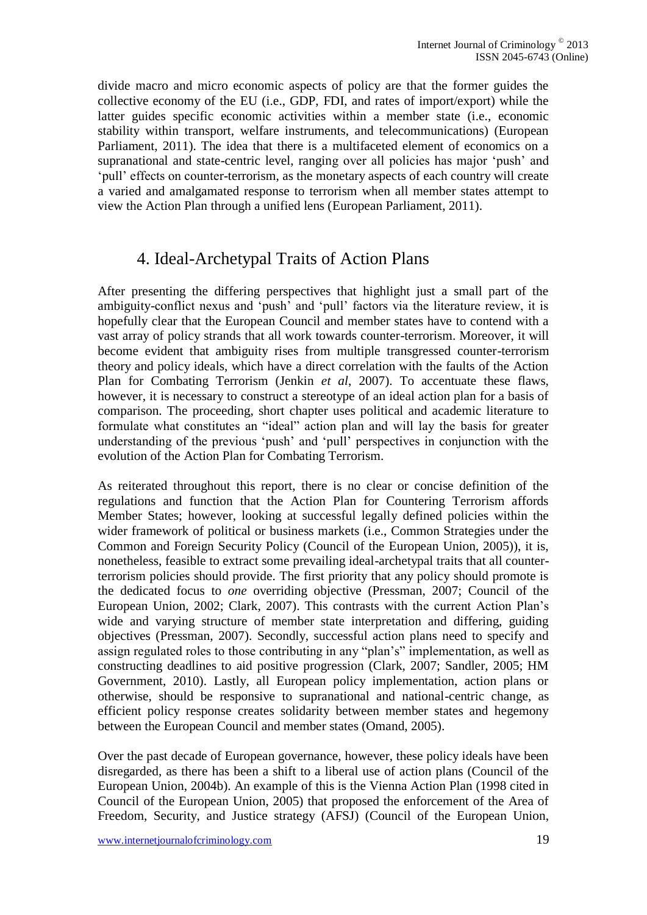divide macro and micro economic aspects of policy are that the former guides the collective economy of the EU (i.e., GDP, FDI, and rates of import/export) while the latter guides specific economic activities within a member state (i.e., economic stability within transport, welfare instruments, and telecommunications) (European Parliament, 2011). The idea that there is a multifaceted element of economics on a supranational and state-centric level, ranging over all policies has major 'push' and 'pull' effects on counter-terrorism, as the monetary aspects of each country will create a varied and amalgamated response to terrorism when all member states attempt to view the Action Plan through a unified lens (European Parliament, 2011).

## 4. Ideal-Archetypal Traits of Action Plans

After presenting the differing perspectives that highlight just a small part of the ambiguity-conflict nexus and 'push' and 'pull' factors via the literature review, it is hopefully clear that the European Council and member states have to contend with a vast array of policy strands that all work towards counter-terrorism. Moreover, it will become evident that ambiguity rises from multiple transgressed counter-terrorism theory and policy ideals, which have a direct correlation with the faults of the Action Plan for Combating Terrorism (Jenkin *et al*, 2007). To accentuate these flaws, however, it is necessary to construct a stereotype of an ideal action plan for a basis of comparison. The proceeding, short chapter uses political and academic literature to formulate what constitutes an "ideal" action plan and will lay the basis for greater understanding of the previous 'push' and 'pull' perspectives in conjunction with the evolution of the Action Plan for Combating Terrorism.

As reiterated throughout this report, there is no clear or concise definition of the regulations and function that the Action Plan for Countering Terrorism affords Member States; however, looking at successful legally defined policies within the wider framework of political or business markets (i.e., Common Strategies under the Common and Foreign Security Policy (Council of the European Union, 2005)), it is, nonetheless, feasible to extract some prevailing ideal-archetypal traits that all counter-terrorism policies should provide. The first priority that any policy should promote is the dedicated focus to *one* overriding objective (Pressman, 2007; Council of the European Union, 2002; Clark, 2007). This contrasts with the current Action Plan's wide and varying structure of member state interpretation and differing, guiding objectives (Pressman, 2007). Secondly, successful action plans need to specify and assign regulated roles to those contributing in any "plan's" implementation, as well as constructing deadlines to aid positive progression (Clark, 2007; Sandler, 2005; HM Government, 2010). Lastly, all European policy implementation, action plans or otherwise, should be responsive to supranational and national-centric change, as efficient policy response creates solidarity between member states and hegemony between the European Council and member states (Omand, 2005).

Over the past decade of European governance, however, these policy ideals have been disregarded, as there has been a shift to a liberal use of action plans (Council of the European Union, 2004b). An example of this is the Vienna Action Plan (1998 cited in Council of the European Union, 2005) that proposed the enforcement of the Area of Freedom, Security, and Justice strategy (AFSJ) (Council of the European Union,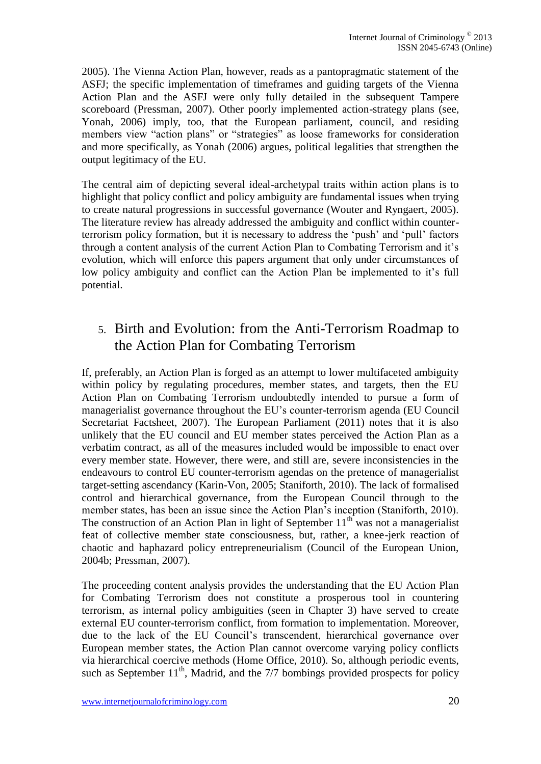2005). The Vienna Action Plan, however, reads as a pantopragmatic statement of the ASFJ; the specific implementation of timeframes and guiding targets of the Vienna Action Plan and the ASFJ were only fully detailed in the subsequent Tampere scoreboard (Pressman, 2007). Other poorly implemented action-strategy plans (see, Yonah, 2006) imply, too, that the European parliament, council, and residing members view "action plans" or "strategies" as loose frameworks for consideration and more specifically, as Yonah (2006) argues, political legalities that strengthen the output legitimacy of the EU.

The central aim of depicting several ideal-archetypal traits within action plans is to highlight that policy conflict and policy ambiguity are fundamental issues when trying to create natural progressions in successful governance (Wouter and Ryngaert, 2005). The literature review has already addressed the ambiguity and conflict within counter-terrorism policy formation, but it is necessary to address the 'push' and 'pull' factors through a content analysis of the current Action Plan to Combating Terrorism and it's evolution, which will enforce this papers argument that only under circumstances of low policy ambiguity and conflict can the Action Plan be implemented to it's full potential.

## 5. Birth and Evolution: from the Anti-Terrorism Roadmap to the Action Plan for Combating Terrorism

If, preferably, an Action Plan is forged as an attempt to lower multifaceted ambiguity within policy by regulating procedures, member states, and targets, then the EU Action Plan on Combating Terrorism undoubtedly intended to pursue a form of managerialist governance throughout the EU's counter-terrorism agenda (EU Council Secretariat Factsheet, 2007). The European Parliament (2011) notes that it is also unlikely that the EU council and EU member states perceived the Action Plan as a verbatim contract, as all of the measures included would be impossible to enact over every member state. However, there were, and still are, severe inconsistencies in the endeavours to control EU counter-terrorism agendas on the pretence of managerialist target-setting ascendancy (Karin-Von, 2005; Staniforth, 2010). The lack of formalised control and hierarchical governance, from the European Council through to the member states, has been an issue since the Action Plan's inception (Staniforth, 2010). The construction of an Action Plan in light of September 11$^{th}$ was not a managerialist feat of collective member state consciousness, but, rather, a knee-jerk reaction of chaotic and haphazard policy entrepreneurialism (Council of the European Union, 2004b; Pressman, 2007).

The proceeding content analysis provides the understanding that the EU Action Plan for Combating Terrorism does not constitute a prosperous tool in countering terrorism, as internal policy ambiguities (seen in Chapter 3) have served to create external EU counter-terrorism conflict, from formation to implementation. Moreover, due to the lack of the EU Council's transcendent, hierarchical governance over European member states, the Action Plan cannot overcome varying policy conflicts via hierarchical coercive methods (Home Office, 2010). So, although periodic events, such as September 11$^{th}$, Madrid, and the 7/7 bombings provided prospects for policy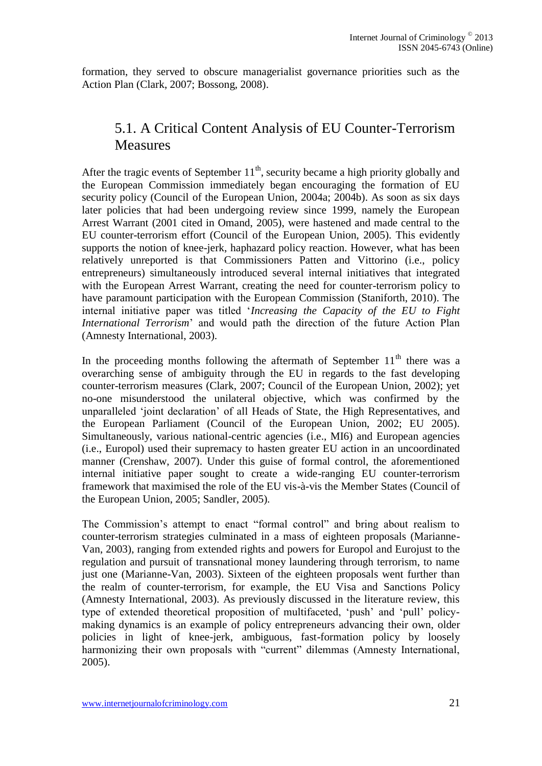formation, they served to obscure managerialist governance priorities such as the Action Plan (Clark, 2007; Bossong, 2008).

## 5.1. A Critical Content Analysis of EU Counter-Terrorism Measures

After the tragic events of September 11$^{th}$, security became a high priority globally and the European Commission immediately began encouraging the formation of EU security policy (Council of the European Union, 2004a; 2004b). As soon as six days later policies that had been undergoing review since 1999, namely the European Arrest Warrant (2001 cited in Omand, 2005), were hastened and made central to the EU counter-terrorism effort (Council of the European Union, 2005). This evidently supports the notion of knee-jerk, haphazard policy reaction. However, what has been relatively unreported is that Commissioners Patten and Vittorino (i.e., policy entrepreneurs) simultaneously introduced several internal initiatives that integrated with the European Arrest Warrant, creating the need for counter-terrorism policy to have paramount participation with the European Commission (Staniforth, 2010). The internal initiative paper was titled '*Increasing the Capacity of the EU to Fight International Terrorism*' and would path the direction of the future Action Plan (Amnesty International, 2003).

In the proceeding months following the aftermath of September 11$^{th}$ there was a overarching sense of ambiguity through the EU in regards to the fast developing counter-terrorism measures (Clark, 2007; Council of the European Union, 2002); yet no-one misunderstood the unilateral objective, which was confirmed by the unparalleled 'joint declaration' of all Heads of State, the High Representatives, and the European Parliament (Council of the European Union, 2002; EU 2005). Simultaneously, various national-centric agencies (i.e., MI6) and European agencies (i.e., Europol) used their supremacy to hasten greater EU action in an uncoordinated manner (Crenshaw, 2007). Under this guise of formal control, the aforementioned internal initiative paper sought to create a wide-ranging EU counter-terrorism framework that maximised the role of the EU vis-à-vis the Member States (Council of the European Union, 2005; Sandler, 2005).

The Commission's attempt to enact "formal control" and bring about realism to counter-terrorism strategies culminated in a mass of eighteen proposals (Marianne-Van, 2003), ranging from extended rights and powers for Europol and Eurojust to the regulation and pursuit of transnational money laundering through terrorism, to name just one (Marianne-Van, 2003). Sixteen of the eighteen proposals went further than the realm of counter-terrorism, for example, the EU Visa and Sanctions Policy (Amnesty International, 2003). As previously discussed in the literature review, this type of extended theoretical proposition of multifaceted, 'push' and 'pull' policy-making dynamics is an example of policy entrepreneurs advancing their own, older policies in light of knee-jerk, ambiguous, fast-formation policy by loosely harmonizing their own proposals with "current" dilemmas (Amnesty International, 2005).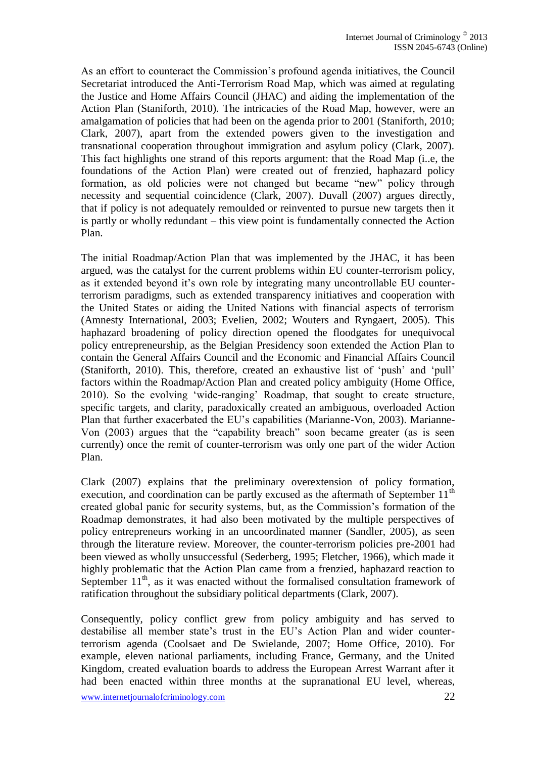As an effort to counteract the Commission's profound agenda initiatives, the Council Secretariat introduced the Anti-Terrorism Road Map, which was aimed at regulating the Justice and Home Affairs Council (JHAC) and aiding the implementation of the Action Plan (Staniforth, 2010). The intricacies of the Road Map, however, were an amalgamation of policies that had been on the agenda prior to 2001 (Staniforth, 2010; Clark, 2007), apart from the extended powers given to the investigation and transnational cooperation throughout immigration and asylum policy (Clark, 2007). This fact highlights one strand of this reports argument: that the Road Map (i..e, the foundations of the Action Plan) were created out of frenzied, haphazard policy formation, as old policies were not changed but became "new" policy through necessity and sequential coincidence (Clark, 2007). Duvall (2007) argues directly, that if policy is not adequately remoulded or reinvented to pursue new targets then it is partly or wholly redundant – this view point is fundamentally connected the Action Plan.

The initial Roadmap/Action Plan that was implemented by the JHAC, it has been argued, was the catalyst for the current problems within EU counter-terrorism policy, as it extended beyond it's own role by integrating many uncontrollable EU counter-terrorism paradigms, such as extended transparency initiatives and cooperation with the United States or aiding the United Nations with financial aspects of terrorism (Amnesty International, 2003; Evelien, 2002; Wouters and Ryngaert, 2005). This haphazard broadening of policy direction opened the floodgates for unequivocal policy entrepreneurship, as the Belgian Presidency soon extended the Action Plan to contain the General Affairs Council and the Economic and Financial Affairs Council (Staniforth, 2010). This, therefore, created an exhaustive list of 'push' and 'pull' factors within the Roadmap/Action Plan and created policy ambiguity (Home Office, 2010). So the evolving 'wide-ranging' Roadmap, that sought to create structure, specific targets, and clarity, paradoxically created an ambiguous, overloaded Action Plan that further exacerbated the EU's capabilities (Marianne-Von, 2003). Marianne-Von (2003) argues that the "capability breach" soon became greater (as is seen currently) once the remit of counter-terrorism was only one part of the wider Action Plan.

Clark (2007) explains that the preliminary overextension of policy formation, execution, and coordination can be partly excused as the aftermath of September 11th created global panic for security systems, but, as the Commission's formation of the Roadmap demonstrates, it had also been motivated by the multiple perspectives of policy entrepreneurs working in an uncoordinated manner (Sandler, 2005), as seen through the literature review. Moreover, the counter-terrorism policies pre-2001 had been viewed as wholly unsuccessful (Sederberg, 1995; Fletcher, 1966), which made it highly problematic that the Action Plan came from a frenzied, haphazard reaction to September 11th, as it was enacted without the formalised consultation framework of ratification throughout the subsidiary political departments (Clark, 2007).

Consequently, policy conflict grew from policy ambiguity and has served to destabilise all member state's trust in the EU's Action Plan and wider counter-terrorism agenda (Coolsaet and De Swielande, 2007; Home Office, 2010). For example, eleven national parliaments, including France, Germany, and the United Kingdom, created evaluation boards to address the European Arrest Warrant after it had been enacted within three months at the supranational EU level, whereas,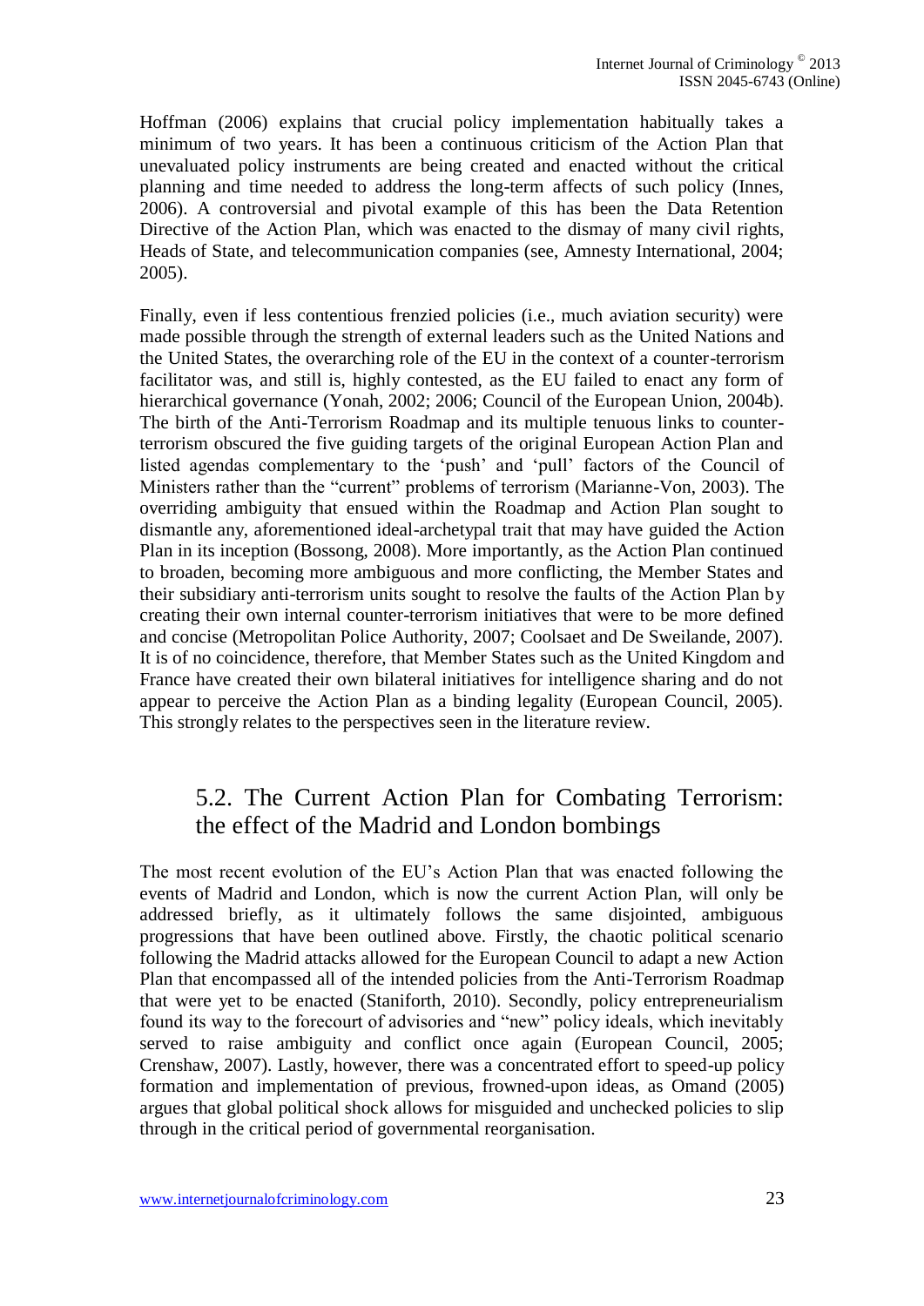Hoffman (2006) explains that crucial policy implementation habitually takes a minimum of two years. It has been a continuous criticism of the Action Plan that unevaluated policy instruments are being created and enacted without the critical planning and time needed to address the long-term affects of such policy (Innes, 2006). A controversial and pivotal example of this has been the Data Retention Directive of the Action Plan, which was enacted to the dismay of many civil rights, Heads of State, and telecommunication companies (see, Amnesty International, 2004; 2005).

Finally, even if less contentious frenzied policies (i.e., much aviation security) were made possible through the strength of external leaders such as the United Nations and the United States, the overarching role of the EU in the context of a counter-terrorism facilitator was, and still is, highly contested, as the EU failed to enact any form of hierarchical governance (Yonah, 2002; 2006; Council of the European Union, 2004b). The birth of the Anti-Terrorism Roadmap and its multiple tenuous links to counter-terrorism obscured the five guiding targets of the original European Action Plan and listed agendas complementary to the 'push' and 'pull' factors of the Council of Ministers rather than the "current" problems of terrorism (Marianne-Von, 2003). The overriding ambiguity that ensued within the Roadmap and Action Plan sought to dismantle any, aforementioned ideal-archetypal trait that may have guided the Action Plan in its inception (Bossong, 2008). More importantly, as the Action Plan continued to broaden, becoming more ambiguous and more conflicting, the Member States and their subsidiary anti-terrorism units sought to resolve the faults of the Action Plan by creating their own internal counter-terrorism initiatives that were to be more defined and concise (Metropolitan Police Authority, 2007; Coolsaet and De Sweilande, 2007). It is of no coincidence, therefore, that Member States such as the United Kingdom and France have created their own bilateral initiatives for intelligence sharing and do not appear to perceive the Action Plan as a binding legality (European Council, 2005). This strongly relates to the perspectives seen in the literature review.

## 5.2. The Current Action Plan for Combating Terrorism: the effect of the Madrid and London bombings

The most recent evolution of the EU's Action Plan that was enacted following the events of Madrid and London, which is now the current Action Plan, will only be addressed briefly, as it ultimately follows the same disjointed, ambiguous progressions that have been outlined above. Firstly, the chaotic political scenario following the Madrid attacks allowed for the European Council to adapt a new Action Plan that encompassed all of the intended policies from the Anti-Terrorism Roadmap that were yet to be enacted (Staniforth, 2010). Secondly, policy entrepreneurialism found its way to the forecourt of advisories and "new" policy ideals, which inevitably served to raise ambiguity and conflict once again (European Council, 2005; Crenshaw, 2007). Lastly, however, there was a concentrated effort to speed-up policy formation and implementation of previous, frowned-upon ideas, as Omand (2005) argues that global political shock allows for misguided and unchecked policies to slip through in the critical period of governmental reorganisation.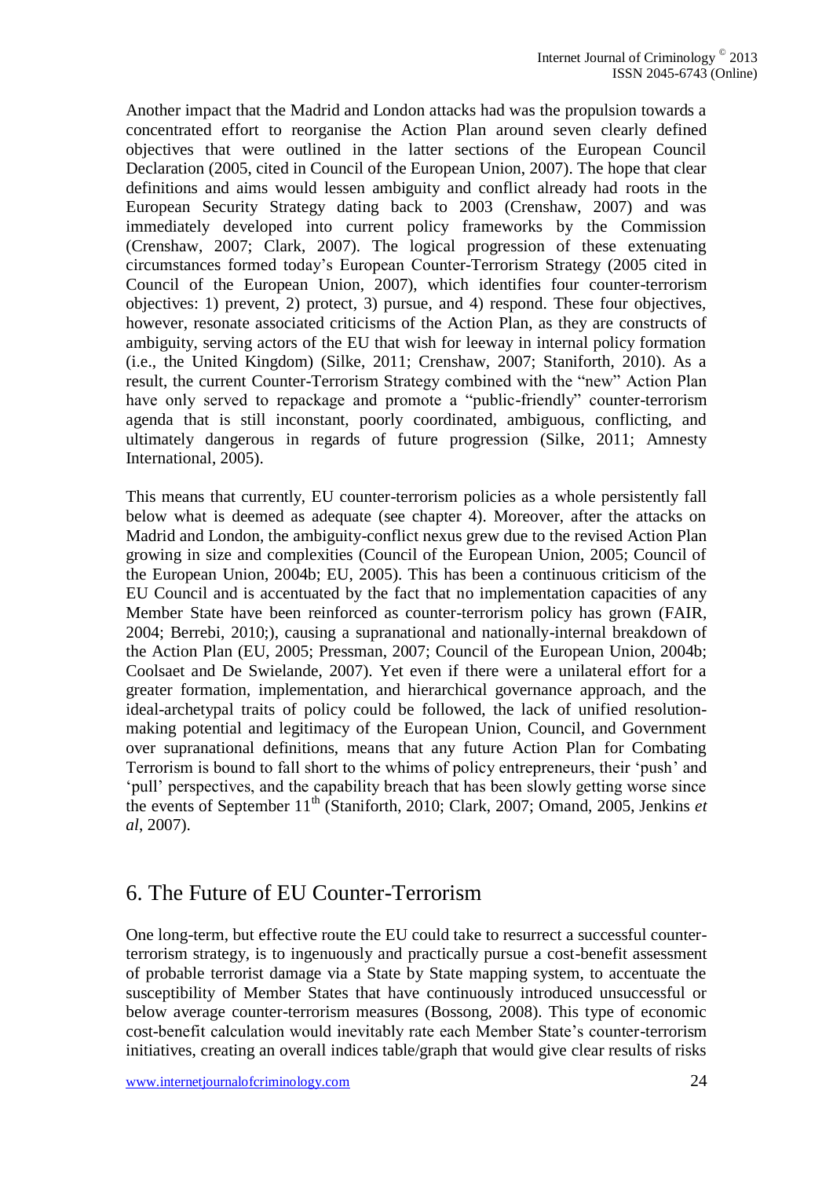Another impact that the Madrid and London attacks had was the propulsion towards a concentrated effort to reorganise the Action Plan around seven clearly defined objectives that were outlined in the latter sections of the European Council Declaration (2005, cited in Council of the European Union, 2007). The hope that clear definitions and aims would lessen ambiguity and conflict already had roots in the European Security Strategy dating back to 2003 (Crenshaw, 2007) and was immediately developed into current policy frameworks by the Commission (Crenshaw, 2007; Clark, 2007). The logical progression of these extenuating circumstances formed today's European Counter-Terrorism Strategy (2005 cited in Council of the European Union, 2007), which identifies four counter-terrorism objectives: 1) prevent, 2) protect, 3) pursue, and 4) respond. These four objectives, however, resonate associated criticisms of the Action Plan, as they are constructs of ambiguity, serving actors of the EU that wish for leeway in internal policy formation (i.e., the United Kingdom) (Silke, 2011; Crenshaw, 2007; Staniforth, 2010). As a result, the current Counter-Terrorism Strategy combined with the "new" Action Plan have only served to repackage and promote a "public-friendly" counter-terrorism agenda that is still inconstant, poorly coordinated, ambiguous, conflicting, and ultimately dangerous in regards of future progression (Silke, 2011; Amnesty International, 2005).

This means that currently, EU counter-terrorism policies as a whole persistently fall below what is deemed as adequate (see chapter 4). Moreover, after the attacks on Madrid and London, the ambiguity-conflict nexus grew due to the revised Action Plan growing in size and complexities (Council of the European Union, 2005; Council of the European Union, 2004b; EU, 2005). This has been a continuous criticism of the EU Council and is accentuated by the fact that no implementation capacities of any Member State have been reinforced as counter-terrorism policy has grown (FAIR, 2004; Berrebi, 2010;), causing a supranational and nationally-internal breakdown of the Action Plan (EU, 2005; Pressman, 2007; Council of the European Union, 2004b; Coolsaet and De Swielande, 2007). Yet even if there were a unilateral effort for a greater formation, implementation, and hierarchical governance approach, and the ideal-archetypal traits of policy could be followed, the lack of unified resolution-making potential and legitimacy of the European Union, Council, and Government over supranational definitions, means that any future Action Plan for Combating Terrorism is bound to fall short to the whims of policy entrepreneurs, their 'push' and 'pull' perspectives, and the capability breach that has been slowly getting worse since the events of September 11th (Staniforth, 2010; Clark, 2007; Omand, 2005, Jenkins *et al*, 2007).

## 6. The Future of EU Counter-Terrorism

One long-term, but effective route the EU could take to resurrect a successful counter-terrorism strategy, is to ingenuously and practically pursue a cost-benefit assessment of probable terrorist damage via a State by State mapping system, to accentuate the susceptibility of Member States that have continuously introduced unsuccessful or below average counter-terrorism measures (Bossong, 2008). This type of economic cost-benefit calculation would inevitably rate each Member State's counter-terrorism initiatives, creating an overall indices table/graph that would give clear results of risks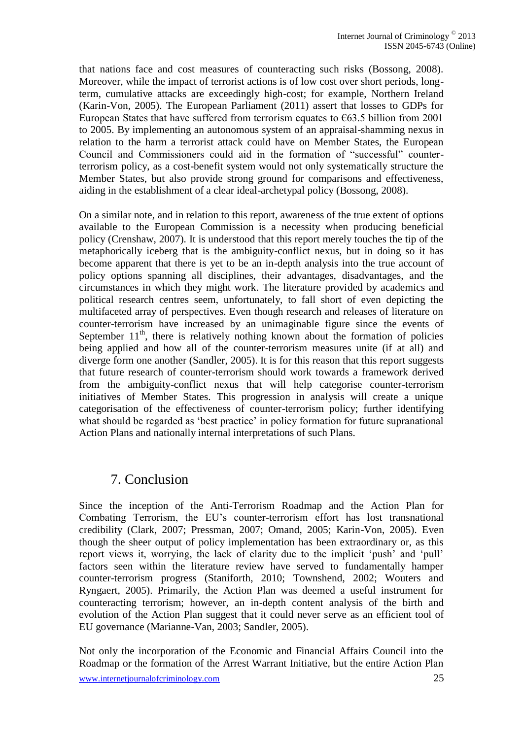that nations face and cost measures of counteracting such risks (Bossong, 2008). Moreover, while the impact of terrorist actions is of low cost over short periods, long-term, cumulative attacks are exceedingly high-cost; for example, Northern Ireland (Karin-Von, 2005). The European Parliament (2011) assert that losses to GDPs for European States that have suffered from terrorism equates to €63.5 billion from 2001 to 2005. By implementing an autonomous system of an appraisal-shamming nexus in relation to the harm a terrorist attack could have on Member States, the European Council and Commissioners could aid in the formation of "successful" counter-terrorism policy, as a cost-benefit system would not only systematically structure the Member States, but also provide strong ground for comparisons and effectiveness, aiding in the establishment of a clear ideal-archetypal policy (Bossong, 2008).

On a similar note, and in relation to this report, awareness of the true extent of options available to the European Commission is a necessity when producing beneficial policy (Crenshaw, 2007). It is understood that this report merely touches the tip of the metaphorically iceberg that is the ambiguity-conflict nexus, but in doing so it has become apparent that there is yet to be an in-depth analysis into the true account of policy options spanning all disciplines, their advantages, disadvantages, and the circumstances in which they might work. The literature provided by academics and political research centres seem, unfortunately, to fall short of even depicting the multifaceted array of perspectives. Even though research and releases of literature on counter-terrorism have increased by an unimaginable figure since the events of September 11th, there is relatively nothing known about the formation of policies being applied and how all of the counter-terrorism measures unite (if at all) and diverge form one another (Sandler, 2005). It is for this reason that this report suggests that future research of counter-terrorism should work towards a framework derived from the ambiguity-conflict nexus that will help categorise counter-terrorism initiatives of Member States. This progression in analysis will create a unique categorisation of the effectiveness of counter-terrorism policy; further identifying what should be regarded as 'best practice' in policy formation for future supranational Action Plans and nationally internal interpretations of such Plans.

## 7. Conclusion

Since the inception of the Anti-Terrorism Roadmap and the Action Plan for Combating Terrorism, the EU's counter-terrorism effort has lost transnational credibility (Clark, 2007; Pressman, 2007; Omand, 2005; Karin-Von, 2005). Even though the sheer output of policy implementation has been extraordinary or, as this report views it, worrying, the lack of clarity due to the implicit 'push' and 'pull' factors seen within the literature review have served to fundamentally hamper counter-terrorism progress (Staniforth, 2010; Townshend, 2002; Wouters and Ryngaert, 2005). Primarily, the Action Plan was deemed a useful instrument for counteracting terrorism; however, an in-depth content analysis of the birth and evolution of the Action Plan suggest that it could never serve as an efficient tool of EU governance (Marianne-Van, 2003; Sandler, 2005).

Not only the incorporation of the Economic and Financial Affairs Council into the Roadmap or the formation of the Arrest Warrant Initiative, but the entire Action Plan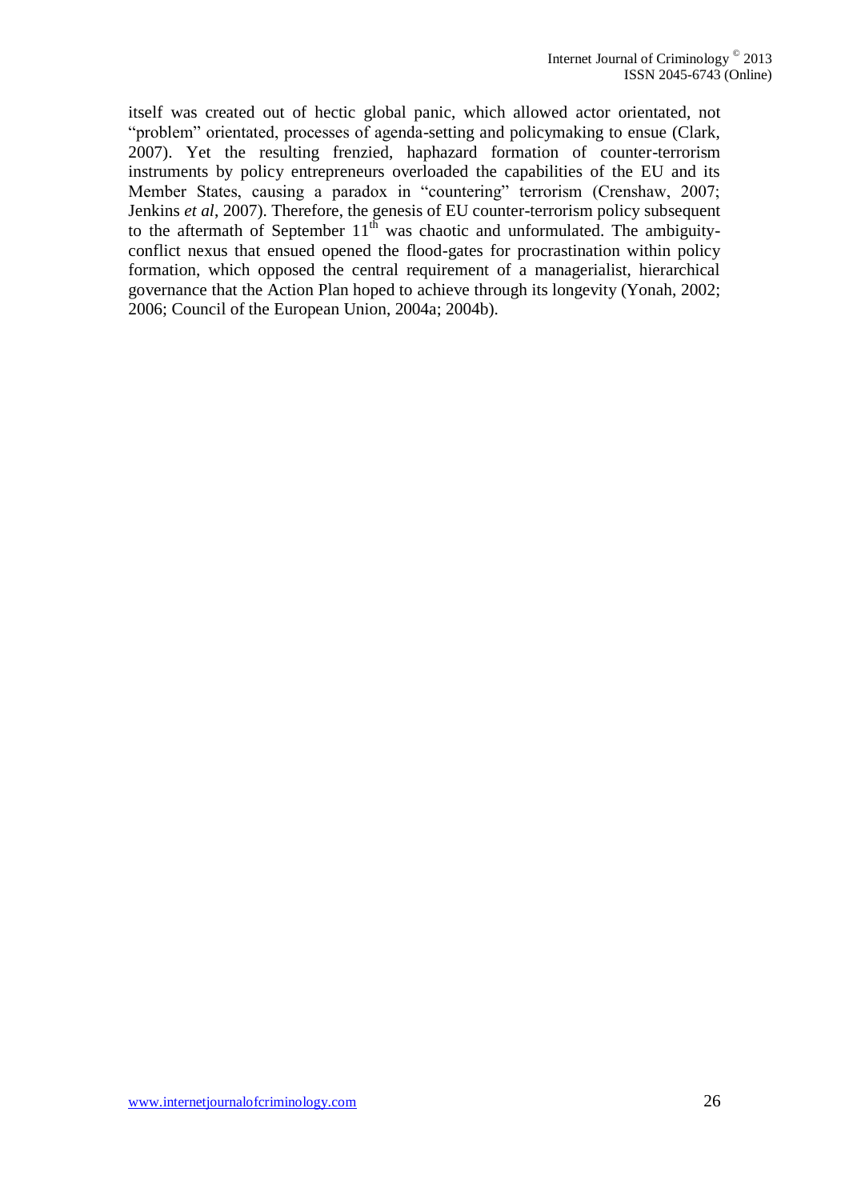itself was created out of hectic global panic, which allowed actor orientated, not "problem" orientated, processes of agenda-setting and policymaking to ensue (Clark, 2007). Yet the resulting frenzied, haphazard formation of counter-terrorism instruments by policy entrepreneurs overloaded the capabilities of the EU and its Member States, causing a paradox in "countering" terrorism (Crenshaw, 2007; Jenkins *et al*, 2007). Therefore, the genesis of EU counter-terrorism policy subsequent to the aftermath of September 11th was chaotic and unformulated. The ambiguity-conflict nexus that ensued opened the flood-gates for procrastination within policy formation, which opposed the central requirement of a managerialist, hierarchical governance that the Action Plan hoped to achieve through its longevity (Yonah, 2002; 2006; Council of the European Union, 2004a; 2004b).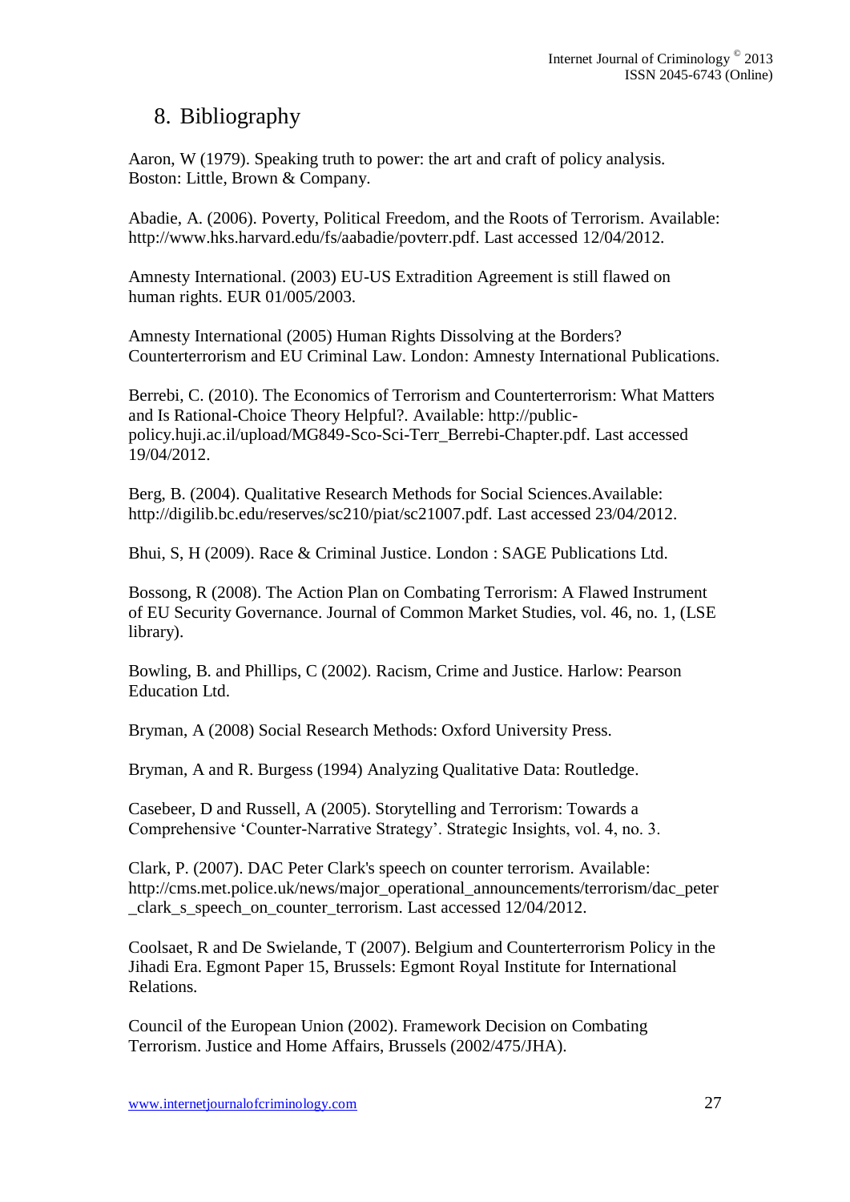## 8. Bibliography

Aaron, W (1979). Speaking truth to power: the art and craft of policy analysis. Boston: Little, Brown & Company.

Abadie, A. (2006). Poverty, Political Freedom, and the Roots of Terrorism. Available: http://www.hks.harvard.edu/fs/aabadie/povterr.pdf. Last accessed 12/04/2012.

Amnesty International. (2003) EU-US Extradition Agreement is still flawed on human rights. EUR 01/005/2003.

Amnesty International (2005) Human Rights Dissolving at the Borders? Counterterrorism and EU Criminal Law. London: Amnesty International Publications.

Berrebi, C. (2010). The Economics of Terrorism and Counterterrorism: What Matters and Is Rational-Choice Theory Helpful?. Available: http://public-policy.huji.ac.il/upload/MG849-Sco-Sci-Terr_Berrebi-Chapter.pdf. Last accessed 19/04/2012.

Berg, B. (2004). Qualitative Research Methods for Social Sciences.Available: http://digilib.bc.edu/reserves/sc210/piat/sc21007.pdf. Last accessed 23/04/2012.

Bhui, S, H (2009). Race & Criminal Justice. London : SAGE Publications Ltd.

Bossong, R (2008). The Action Plan on Combating Terrorism: A Flawed Instrument of EU Security Governance. Journal of Common Market Studies, vol. 46, no. 1, (LSE library).

Bowling, B. and Phillips, C (2002). Racism, Crime and Justice. Harlow: Pearson Education Ltd.

Bryman, A (2008) Social Research Methods: Oxford University Press.

Bryman, A and R. Burgess (1994) Analyzing Qualitative Data: Routledge.

Casebeer, D and Russell, A (2005). Storytelling and Terrorism: Towards a Comprehensive 'Counter-Narrative Strategy'. Strategic Insights, vol. 4, no. 3.

Clark, P. (2007). DAC Peter Clark's speech on counter terrorism. Available: http://cms.met.police.uk/news/major_operational_announcements/terrorism/dac_peter_clark_s_speech_on_counter_terrorism. Last accessed 12/04/2012.

Coolsaet, R and De Swielande, T (2007). Belgium and Counterterrorism Policy in the Jihadi Era. Egmont Paper 15, Brussels: Egmont Royal Institute for International Relations.

Council of the European Union (2002). Framework Decision on Combating Terrorism. Justice and Home Affairs, Brussels (2002/475/JHA).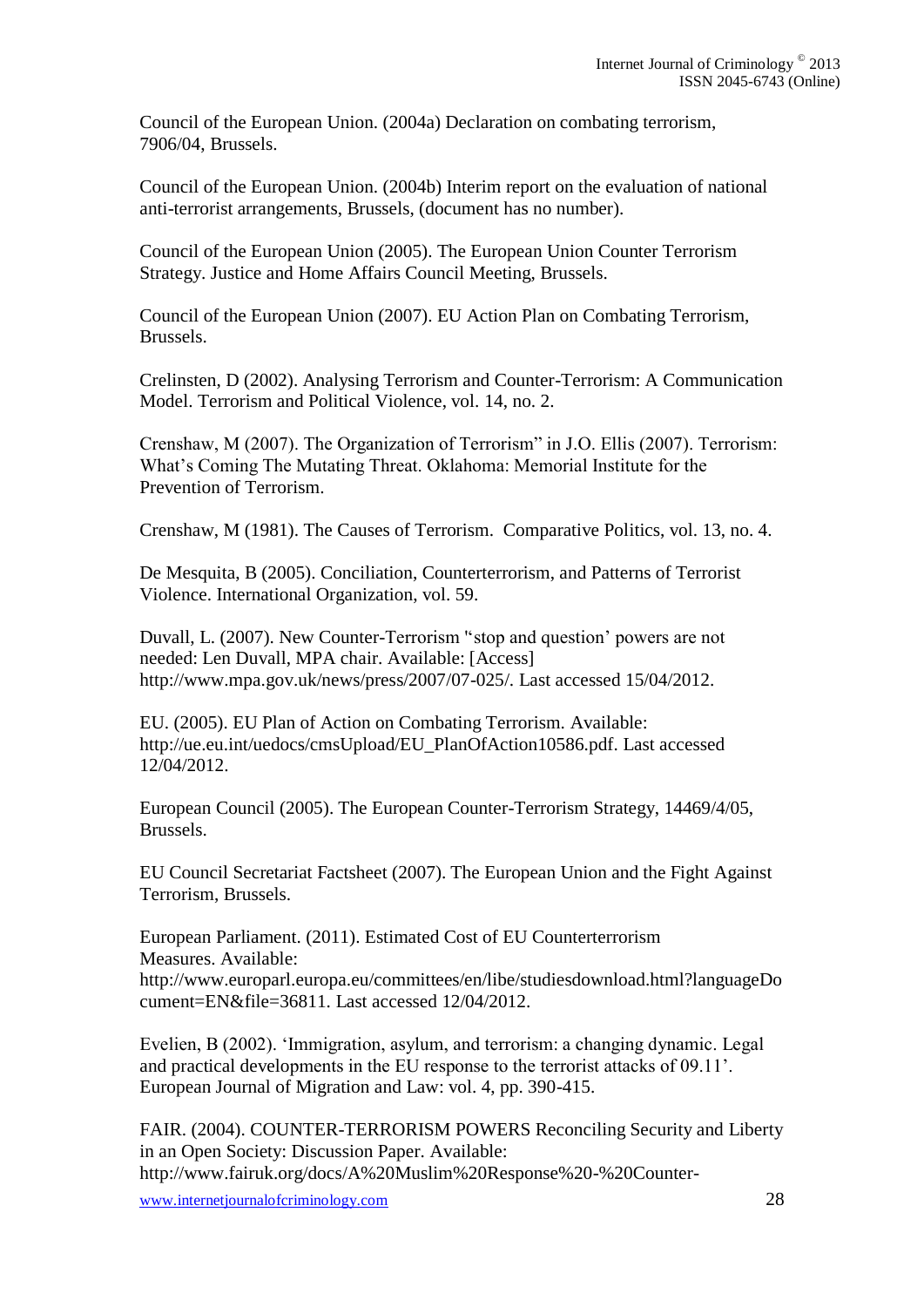Council of the European Union. (2004a) Declaration on combating terrorism, 7906/04, Brussels.

Council of the European Union. (2004b) Interim report on the evaluation of national anti-terrorist arrangements, Brussels, (document has no number).

Council of the European Union (2005). The European Union Counter Terrorism Strategy. Justice and Home Affairs Council Meeting, Brussels.

Council of the European Union (2007). EU Action Plan on Combating Terrorism, Brussels.

Crelinsten, D (2002). Analysing Terrorism and Counter-Terrorism: A Communication Model. Terrorism and Political Violence, vol. 14, no. 2.

Crenshaw, M (2007). The Organization of Terrorism" in J.O. Ellis (2007). Terrorism: What's Coming The Mutating Threat. Oklahoma: Memorial Institute for the Prevention of Terrorism.

Crenshaw, M (1981). The Causes of Terrorism. Comparative Politics, vol. 13, no. 4.

De Mesquita, B (2005). Conciliation, Counterterrorism, and Patterns of Terrorist Violence. International Organization, vol. 59.

Duvall, L. (2007). New Counter-Terrorism '"stop and question' powers are not needed: Len Duvall, MPA chair. Available: [Access] http://www.mpa.gov.uk/news/press/2007/07-025/. Last accessed 15/04/2012.

EU. (2005). EU Plan of Action on Combating Terrorism. Available: http://ue.eu.int/uedocs/cmsUpload/EU_PlanOfAction10586.pdf. Last accessed 12/04/2012.

European Council (2005). The European Counter-Terrorism Strategy, 14469/4/05, Brussels.

EU Council Secretariat Factsheet (2007). The European Union and the Fight Against Terrorism, Brussels.

European Parliament. (2011). Estimated Cost of EU Counterterrorism Measures. Available: http://www.europarl.europa.eu/committees/en/libe/studiesdownload.html?languageDocument=EN&file=36811. Last accessed 12/04/2012.

Evelien, B (2002). 'Immigration, asylum, and terrorism: a changing dynamic. Legal and practical developments in the EU response to the terrorist attacks of 09.11'. European Journal of Migration and Law: vol. 4, pp. 390-415.

FAIR. (2004). COUNTER-TERRORISM POWERS Reconciling Security and Liberty in an Open Society: Discussion Paper. Available: http://www.fairuk.org/docs/A%20Muslim%20Response%20-%20Counter-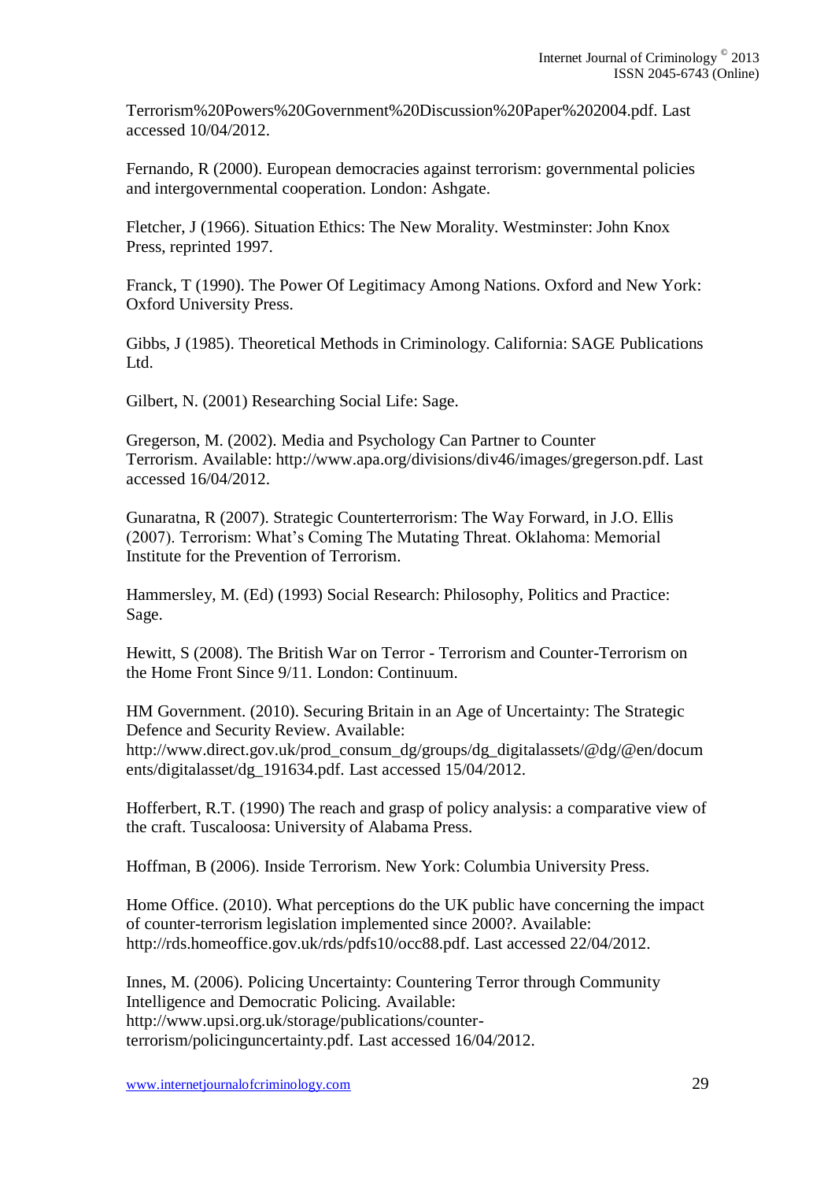Terrorism%20Powers%20Government%20Discussion%20Paper%202004.pdf. Last accessed 10/04/2012.

Fernando, R (2000). European democracies against terrorism: governmental policies and intergovernmental cooperation. London: Ashgate.

Fletcher, J (1966). Situation Ethics: The New Morality. Westminster: John Knox Press, reprinted 1997.

Franck, T (1990). The Power Of Legitimacy Among Nations. Oxford and New York: Oxford University Press.

Gibbs, J (1985). Theoretical Methods in Criminology. California: SAGE Publications Ltd.

Gilbert, N. (2001) Researching Social Life: Sage.

Gregerson, M. (2002). Media and Psychology Can Partner to Counter Terrorism. Available: http://www.apa.org/divisions/div46/images/gregerson.pdf. Last accessed 16/04/2012.

Gunaratna, R (2007). Strategic Counterterrorism: The Way Forward, in J.O. Ellis (2007). Terrorism: What's Coming The Mutating Threat. Oklahoma: Memorial Institute for the Prevention of Terrorism.

Hammersley, M. (Ed) (1993) Social Research: Philosophy, Politics and Practice: Sage.

Hewitt, S (2008). The British War on Terror - Terrorism and Counter-Terrorism on the Home Front Since 9/11. London: Continuum.

HM Government. (2010). Securing Britain in an Age of Uncertainty: The Strategic Defence and Security Review. Available: http://www.direct.gov.uk/prod_consum_dg/groups/dg_digitalassets/@dg/@en/documents/digitalasset/dg_191634.pdf. Last accessed 15/04/2012.

Hofferbert, R.T. (1990) The reach and grasp of policy analysis: a comparative view of the craft. Tuscaloosa: University of Alabama Press.

Hoffman, B (2006). Inside Terrorism. New York: Columbia University Press.

Home Office. (2010). What perceptions do the UK public have concerning the impact of counter-terrorism legislation implemented since 2000?. Available: http://rds.homeoffice.gov.uk/rds/pdfs10/occ88.pdf. Last accessed 22/04/2012.

Innes, M. (2006). Policing Uncertainty: Countering Terror through Community Intelligence and Democratic Policing. Available: http://www.upsi.org.uk/storage/publications/counter-terrorism/policinguncertainty.pdf. Last accessed 16/04/2012.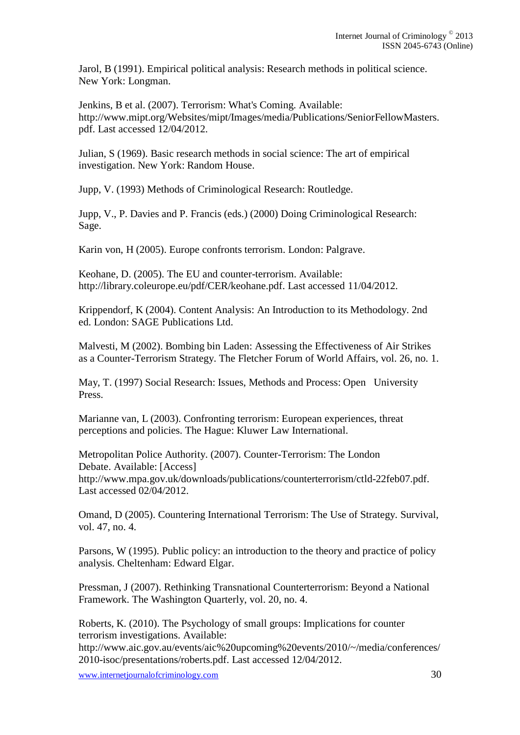Jarol, B (1991). Empirical political analysis: Research methods in political science. New York: Longman.

Jenkins, B et al. (2007). Terrorism: What's Coming. Available: http://www.mipt.org/Websites/mipt/Images/media/Publications/SeniorFellowMasters.pdf. Last accessed 12/04/2012.

Julian, S (1969). Basic research methods in social science: The art of empirical investigation. New York: Random House.

Jupp, V. (1993) Methods of Criminological Research: Routledge.

Jupp, V., P. Davies and P. Francis (eds.) (2000) Doing Criminological Research: Sage.

Karin von, H (2005). Europe confronts terrorism. London: Palgrave.

Keohane, D. (2005). The EU and counter-terrorism. Available: http://library.coleurope.eu/pdf/CER/keohane.pdf. Last accessed 11/04/2012.

Krippendorf, K (2004). Content Analysis: An Introduction to its Methodology. 2nd ed. London: SAGE Publications Ltd.

Malvesti, M (2002). Bombing bin Laden: Assessing the Effectiveness of Air Strikes as a Counter-Terrorism Strategy. The Fletcher Forum of World Affairs, vol. 26, no. 1.

May, T. (1997) Social Research: Issues, Methods and Process: Open University Press.

Marianne van, L (2003). Confronting terrorism: European experiences, threat perceptions and policies. The Hague: Kluwer Law International.

Metropolitan Police Authority. (2007). Counter-Terrorism: The London Debate. Available: [Access] http://www.mpa.gov.uk/downloads/publications/counterterrorism/ctld-22feb07.pdf. Last accessed 02/04/2012.

Omand, D (2005). Countering International Terrorism: The Use of Strategy. Survival, vol. 47, no. 4.

Parsons, W (1995). Public policy: an introduction to the theory and practice of policy analysis. Cheltenham: Edward Elgar.

Pressman, J (2007). Rethinking Transnational Counterterrorism: Beyond a National Framework. The Washington Quarterly, vol. 20, no. 4.

Roberts, K. (2010). The Psychology of small groups: Implications for counter terrorism investigations. Available: http://www.aic.gov.au/events/aic%20upcoming%20events/2010/~/media/conferences/2010-isoc/presentations/roberts.pdf. Last accessed 12/04/2012.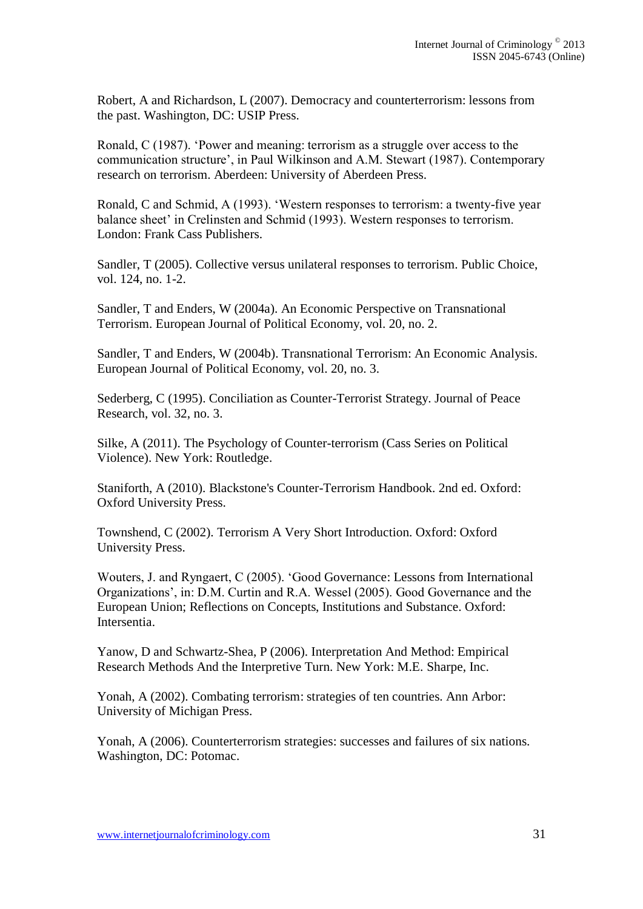Robert, A and Richardson, L (2007). Democracy and counterterrorism: lessons from the past. Washington, DC: USIP Press.

Ronald, C (1987). 'Power and meaning: terrorism as a struggle over access to the communication structure', in Paul Wilkinson and A.M. Stewart (1987). Contemporary research on terrorism. Aberdeen: University of Aberdeen Press.

Ronald, C and Schmid, A (1993). 'Western responses to terrorism: a twenty-five year balance sheet' in Crelinsten and Schmid (1993). Western responses to terrorism. London: Frank Cass Publishers.

Sandler, T (2005). Collective versus unilateral responses to terrorism. Public Choice, vol. 124, no. 1-2.

Sandler, T and Enders, W (2004a). An Economic Perspective on Transnational Terrorism. European Journal of Political Economy, vol. 20, no. 2.

Sandler, T and Enders, W (2004b). Transnational Terrorism: An Economic Analysis. European Journal of Political Economy, vol. 20, no. 3.

Sederberg, C (1995). Conciliation as Counter-Terrorist Strategy. Journal of Peace Research, vol. 32, no. 3.

Silke, A (2011). The Psychology of Counter-terrorism (Cass Series on Political Violence). New York: Routledge.

Staniforth, A (2010). Blackstone's Counter-Terrorism Handbook. 2nd ed. Oxford: Oxford University Press.

Townshend, C (2002). Terrorism A Very Short Introduction. Oxford: Oxford University Press.

Wouters, J. and Ryngaert, C (2005). 'Good Governance: Lessons from International Organizations', in: D.M. Curtin and R.A. Wessel (2005). Good Governance and the European Union; Reflections on Concepts, Institutions and Substance. Oxford: Intersentia.

Yanow, D and Schwartz-Shea, P (2006). Interpretation And Method: Empirical Research Methods And the Interpretive Turn. New York: M.E. Sharpe, Inc.

Yonah, A (2002). Combating terrorism: strategies of ten countries. Ann Arbor: University of Michigan Press.

Yonah, A (2006). Counterterrorism strategies: successes and failures of six nations. Washington, DC: Potomac.